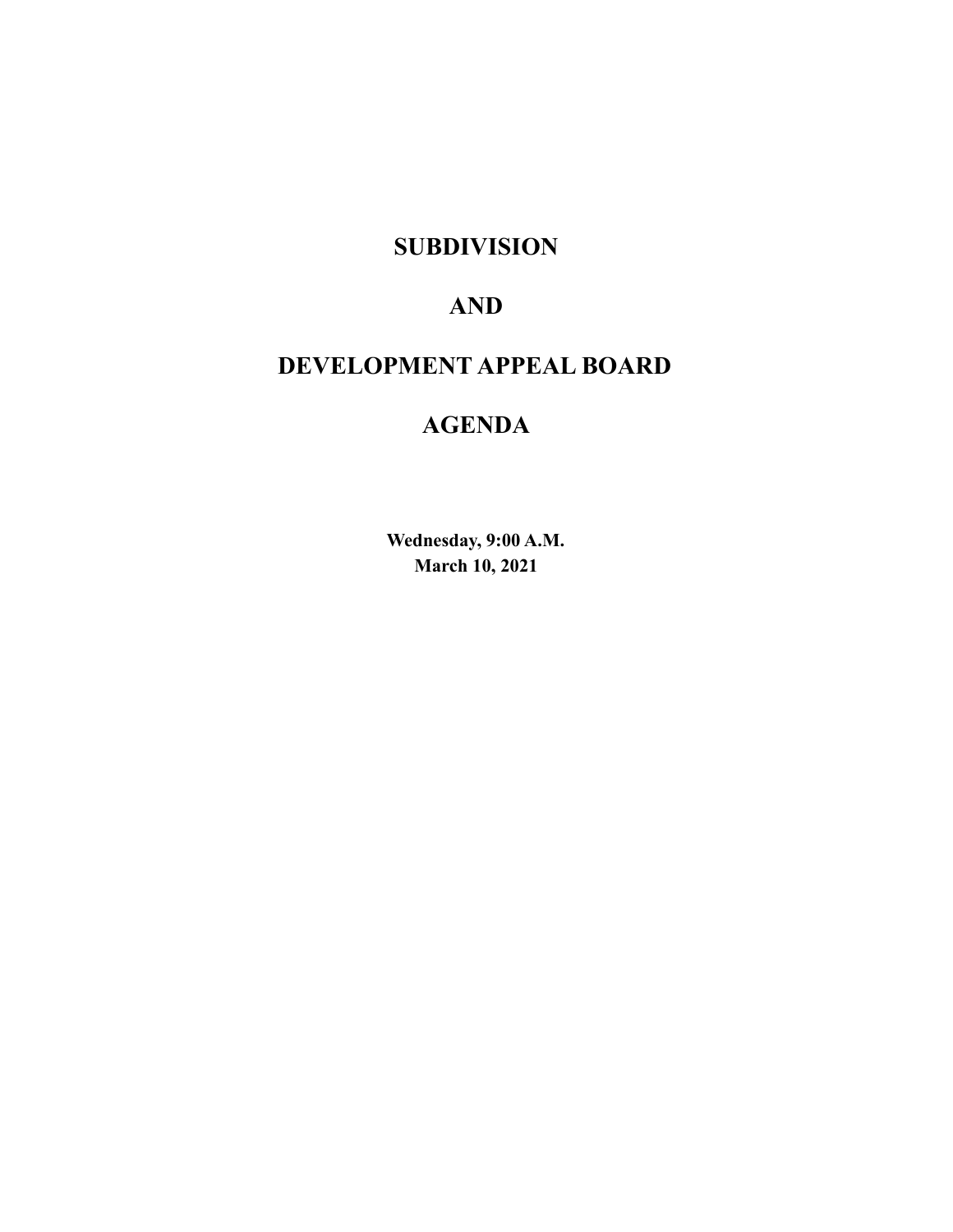# SUBDIVISION

# AND

# DEVELOPMENT APPEAL BOARD

# AGENDA

**Wednesday, 9:00 A.M.**
**March 10, 2021**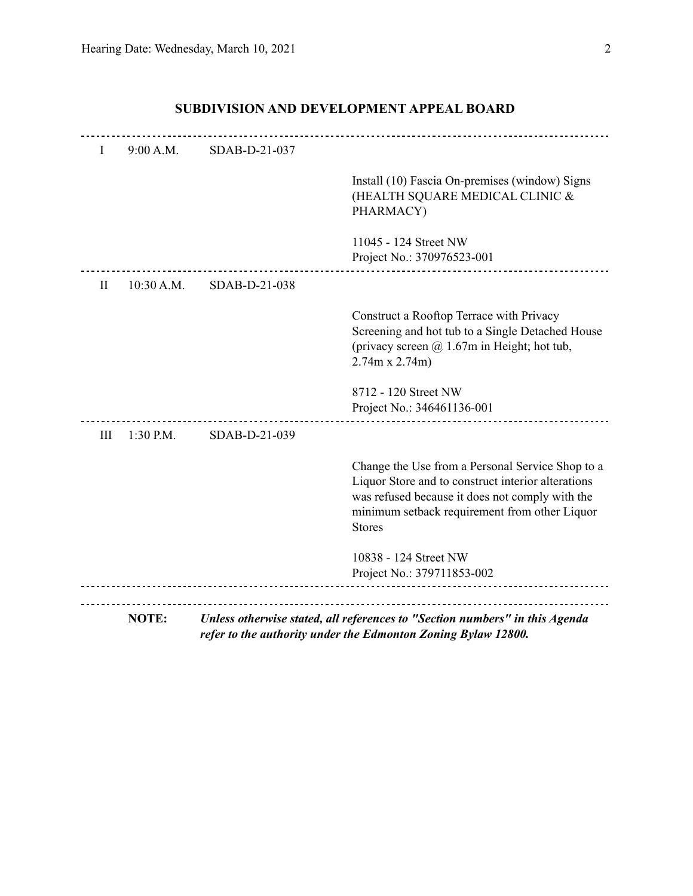## SUBDIVISION AND DEVELOPMENT APPEAL BOARD

| | | | |
|---|---|---|---|
| I | 9:00 A.M. | SDAB-D-21-037 | |
| | | | Install (10) Fascia On-premises (window) Signs (HEALTH SQUARE MEDICAL CLINIC & PHARMACY) |
| | | | 11045 - 124 Street NW<br>Project No.: 370976523-001 |
| II | 10:30 A.M. | SDAB-D-21-038 | |
| | | | Construct a Rooftop Terrace with Privacy Screening and hot tub to a Single Detached House (privacy screen @ 1.67m in Height; hot tub, 2.74m x 2.74m) |
| | | | 8712 - 120 Street NW<br>Project No.: 346461136-001 |
| III | 1:30 P.M. | SDAB-D-21-039 | |
| | | | Change the Use from a Personal Service Shop to a Liquor Store and to construct interior alterations was refused because it does not comply with the minimum setback requirement from other Liquor Stores |
| | | | 10838 - 124 Street NW<br>Project No.: 379711853-002 |

**NOTE:** ***Unless otherwise stated, all references to "Section numbers" in this Agenda refer to the authority under the Edmonton Zoning Bylaw 12800.***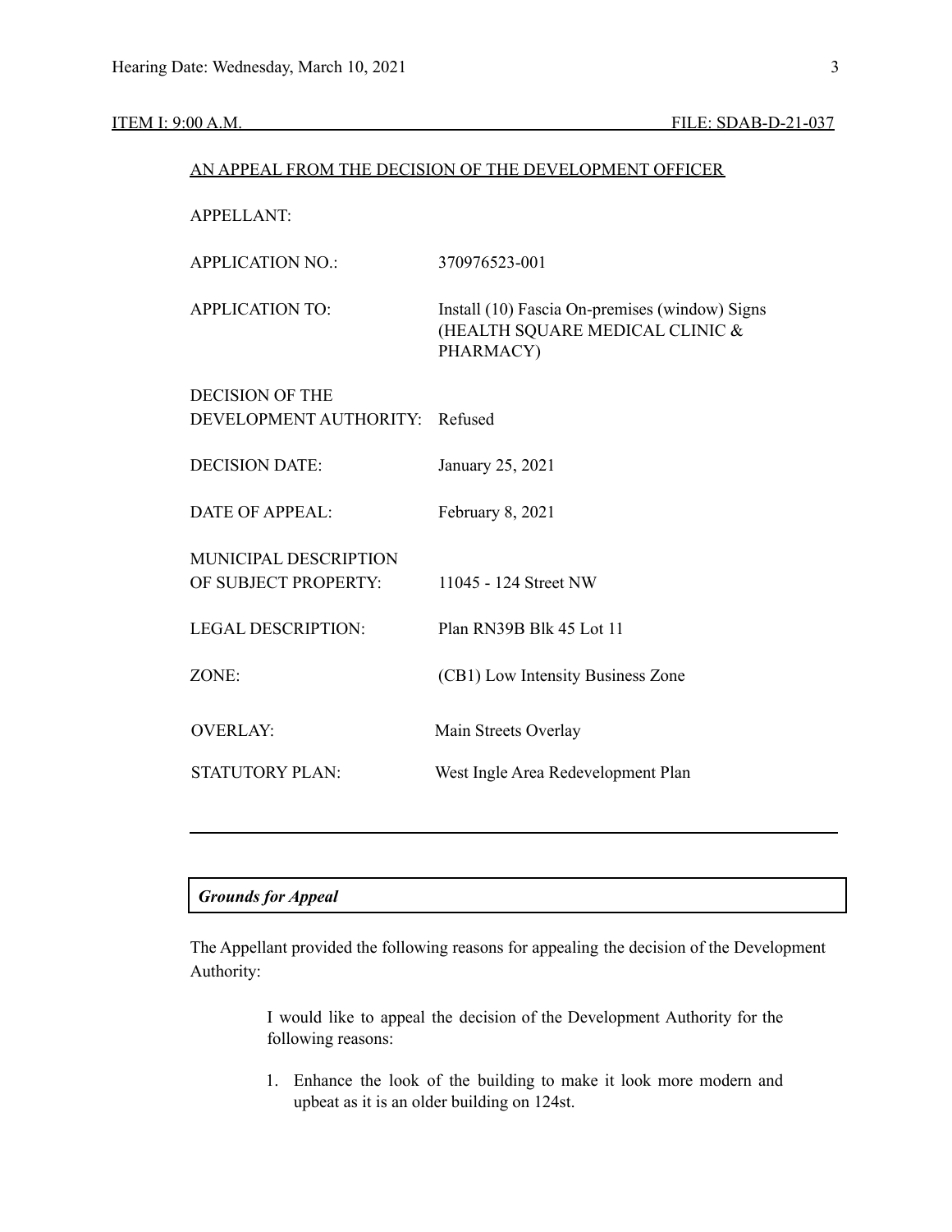ITEM I: 9:00 A.M. FILE: SDAB-D-21-037

AN APPEAL FROM THE DECISION OF THE DEVELOPMENT OFFICER

| | |
|---|---|
| APPELLANT: | |
| APPLICATION NO.: | 370976523-001 |
| APPLICATION TO: | Install (10) Fascia On-premises (window) Signs (HEALTH SQUARE MEDICAL CLINIC & PHARMACY) |
| DECISION OF THE DEVELOPMENT AUTHORITY: | Refused |
| DECISION DATE: | January 25, 2021 |
| DATE OF APPEAL: | February 8, 2021 |
| MUNICIPAL DESCRIPTION OF SUBJECT PROPERTY: | 11045 - 124 Street NW |
| LEGAL DESCRIPTION: | Plan RN39B Blk 45 Lot 11 |
| ZONE: | (CB1) Low Intensity Business Zone |
| OVERLAY: | Main Streets Overlay |
| STATUTORY PLAN: | West Ingle Area Redevelopment Plan |

---

***Grounds for Appeal***

The Appellant provided the following reasons for appealing the decision of the Development Authority:

> I would like to appeal the decision of the Development Authority for the following reasons:
>
> 1. Enhance the look of the building to make it look more modern and upbeat as it is an older building on 124st.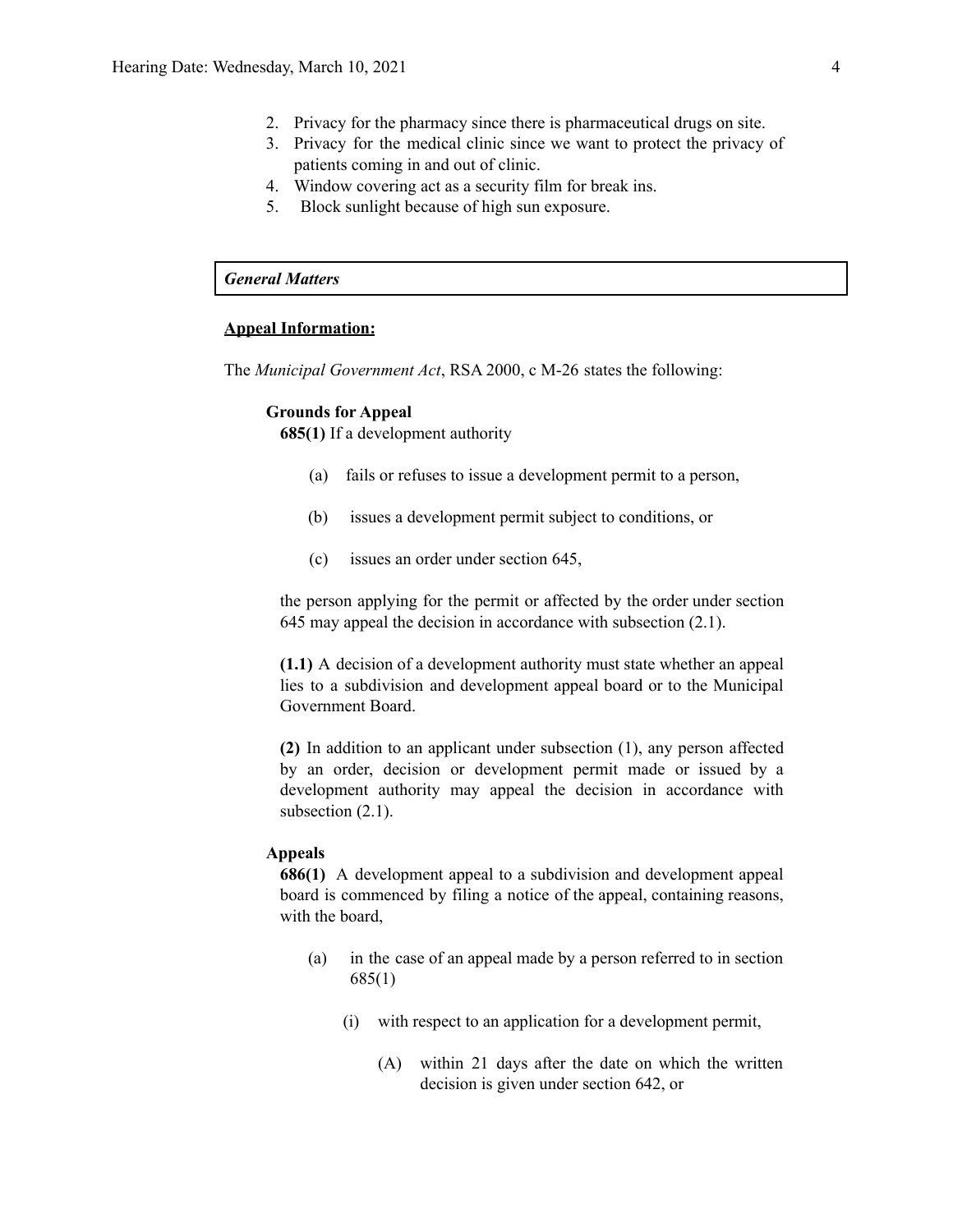2. Privacy for the pharmacy since there is pharmaceutical drugs on site.
3. Privacy for the medical clinic since we want to protect the privacy of patients coming in and out of clinic.
4. Window covering act as a security film for break ins.
5. Block sunlight because of high sun exposure.

### *General Matters*

**Appeal Information:**

The *Municipal Government Act*, RSA 2000, c M-26 states the following:

> **Grounds for Appeal**
>
> **685(1)** If a development authority
>
> (a) fails or refuses to issue a development permit to a person,
>
> (b) issues a development permit subject to conditions, or
>
> (c) issues an order under section 645,
>
> the person applying for the permit or affected by the order under section 645 may appeal the decision in accordance with subsection (2.1).
>
> **(1.1)** A decision of a development authority must state whether an appeal lies to a subdivision and development appeal board or to the Municipal Government Board.
>
> **(2)** In addition to an applicant under subsection (1), any person affected by an order, decision or development permit made or issued by a development authority may appeal the decision in accordance with subsection (2.1).
>
> **Appeals**
>
> **686(1)** A development appeal to a subdivision and development appeal board is commenced by filing a notice of the appeal, containing reasons, with the board,
>
> (a) in the case of an appeal made by a person referred to in section 685(1)
>
> (i) with respect to an application for a development permit,
>
> (A) within 21 days after the date on which the written decision is given under section 642, or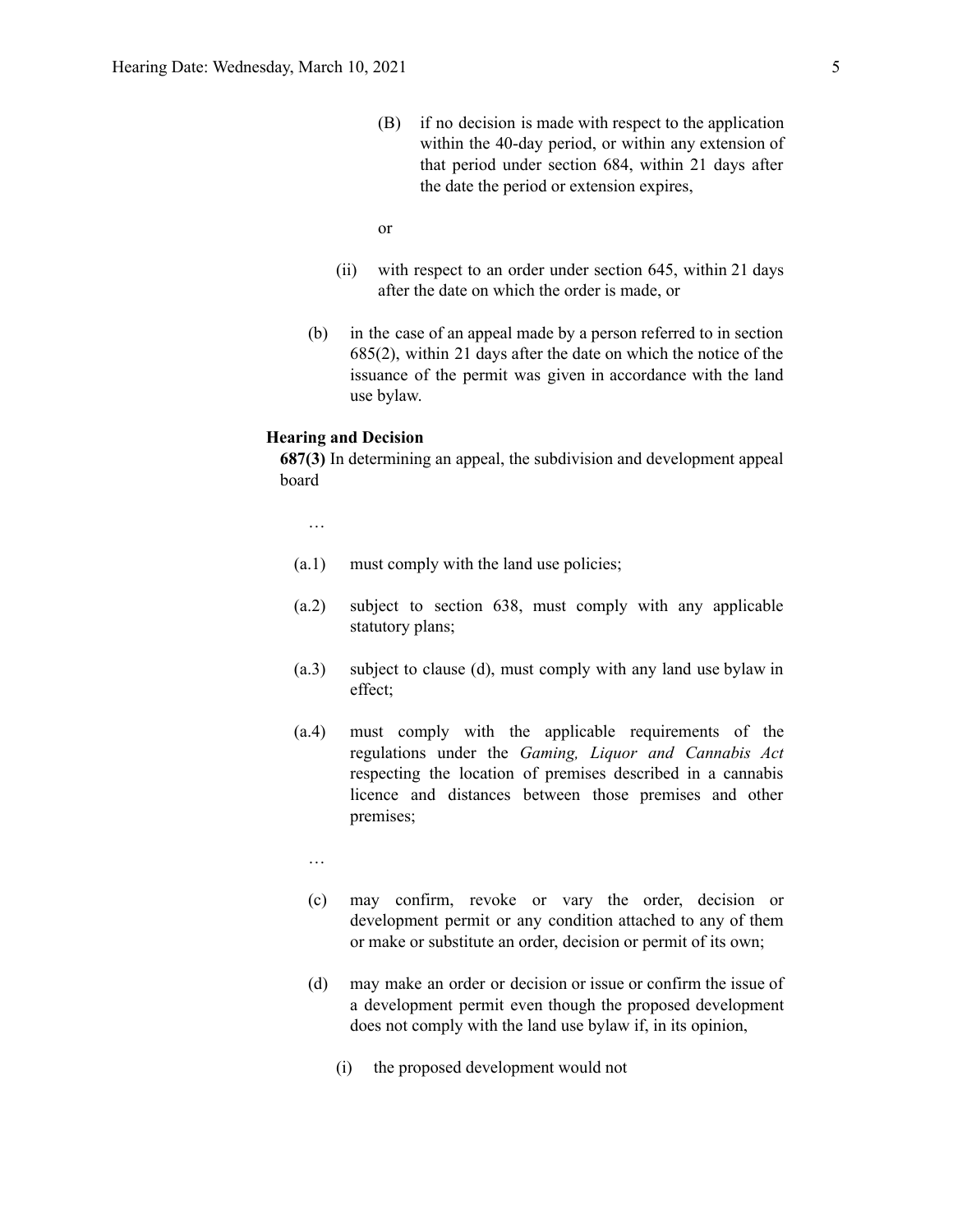(B) if no decision is made with respect to the application within the 40-day period, or within any extension of that period under section 684, within 21 days after the date the period or extension expires,

or

(ii) with respect to an order under section 645, within 21 days after the date on which the order is made, or

(b) in the case of an appeal made by a person referred to in section 685(2), within 21 days after the date on which the notice of the issuance of the permit was given in accordance with the land use bylaw.

**Hearing and Decision**

**687(3)** In determining an appeal, the subdivision and development appeal board

…

(a.1) must comply with the land use policies;

(a.2) subject to section 638, must comply with any applicable statutory plans;

(a.3) subject to clause (d), must comply with any land use bylaw in effect;

(a.4) must comply with the applicable requirements of the regulations under the *Gaming, Liquor and Cannabis Act* respecting the location of premises described in a cannabis licence and distances between those premises and other premises;

…

(c) may confirm, revoke or vary the order, decision or development permit or any condition attached to any of them or make or substitute an order, decision or permit of its own;

(d) may make an order or decision or issue or confirm the issue of a development permit even though the proposed development does not comply with the land use bylaw if, in its opinion,

(i) the proposed development would not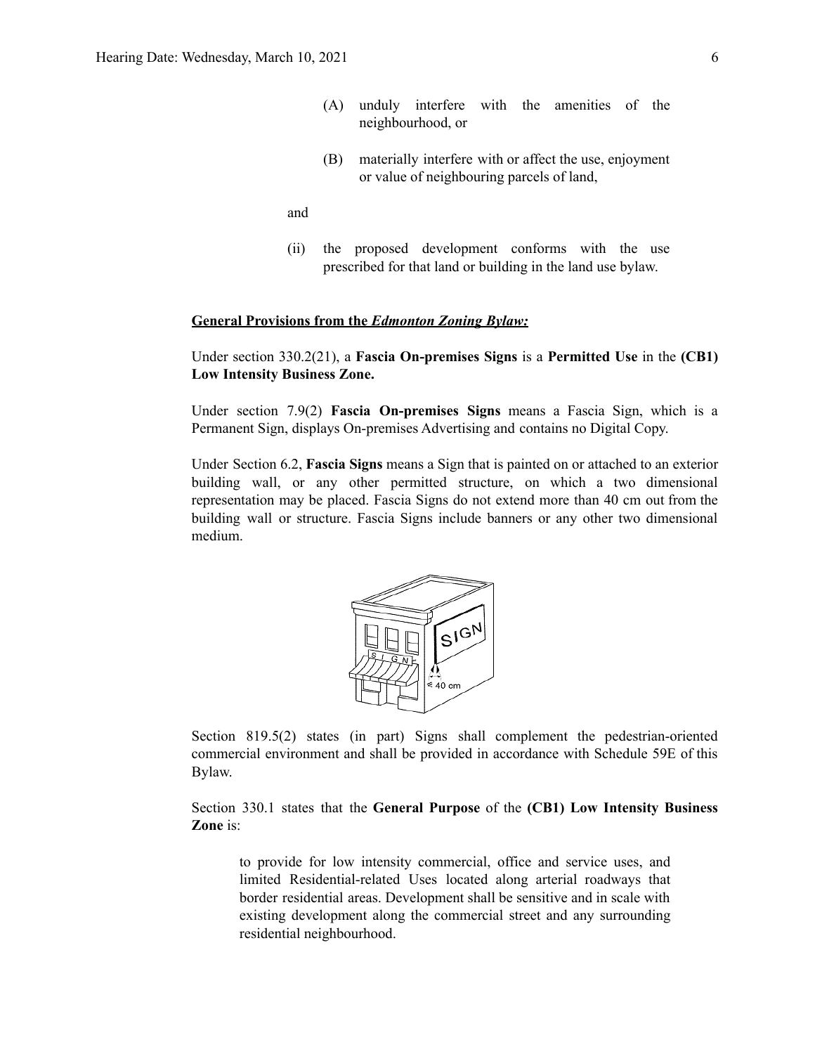(A) unduly interfere with the amenities of the neighbourhood, or

(B) materially interfere with or affect the use, enjoyment or value of neighbouring parcels of land,

and

(ii) the proposed development conforms with the use prescribed for that land or building in the land use bylaw.

**General Provisions from the *Edmonton Zoning Bylaw:***

Under section 330.2(21), a **Fascia On-premises Signs** is a **Permitted Use** in the **(CB1) Low Intensity Business Zone.**

Under section 7.9(2) **Fascia On-premises Signs** means a Fascia Sign, which is a Permanent Sign, displays On-premises Advertising and contains no Digital Copy.

Under Section 6.2, **Fascia Signs** means a Sign that is painted on or attached to an exterior building wall, or any other permitted structure, on which a two dimensional representation may be placed. Fascia Signs do not extend more than 40 cm out from the building wall or structure. Fascia Signs include banners or any other two dimensional medium.

Section 819.5(2) states (in part) Signs shall complement the pedestrian-oriented commercial environment and shall be provided in accordance with Schedule 59E of this Bylaw.

Section 330.1 states that the **General Purpose** of the **(CB1) Low Intensity Business Zone** is:

> to provide for low intensity commercial, office and service uses, and limited Residential-related Uses located along arterial roadways that border residential areas. Development shall be sensitive and in scale with existing development along the commercial street and any surrounding residential neighbourhood.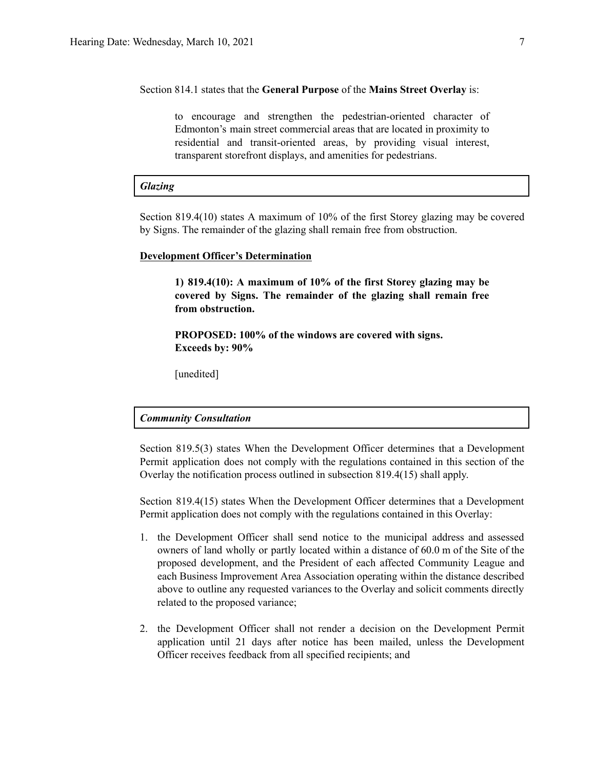Section 814.1 states that the **General Purpose** of the **Mains Street Overlay** is:

> to encourage and strengthen the pedestrian-oriented character of Edmonton's main street commercial areas that are located in proximity to residential and transit-oriented areas, by providing visual interest, transparent storefront displays, and amenities for pedestrians.

***Glazing***

Section 819.4(10) states A maximum of 10% of the first Storey glazing may be covered by Signs. The remainder of the glazing shall remain free from obstruction.

**Development Officer's Determination**

> **1) 819.4(10): A maximum of 10% of the first Storey glazing may be covered by Signs. The remainder of the glazing shall remain free from obstruction.**
>
> **PROPOSED: 100% of the windows are covered with signs.**
> **Exceeds by: 90%**
>
> [unedited]

***Community Consultation***

Section 819.5(3) states When the Development Officer determines that a Development Permit application does not comply with the regulations contained in this section of the Overlay the notification process outlined in subsection 819.4(15) shall apply.

Section 819.4(15) states When the Development Officer determines that a Development Permit application does not comply with the regulations contained in this Overlay:

1. the Development Officer shall send notice to the municipal address and assessed owners of land wholly or partly located within a distance of 60.0 m of the Site of the proposed development, and the President of each affected Community League and each Business Improvement Area Association operating within the distance described above to outline any requested variances to the Overlay and solicit comments directly related to the proposed variance;

2. the Development Officer shall not render a decision on the Development Permit application until 21 days after notice has been mailed, unless the Development Officer receives feedback from all specified recipients; and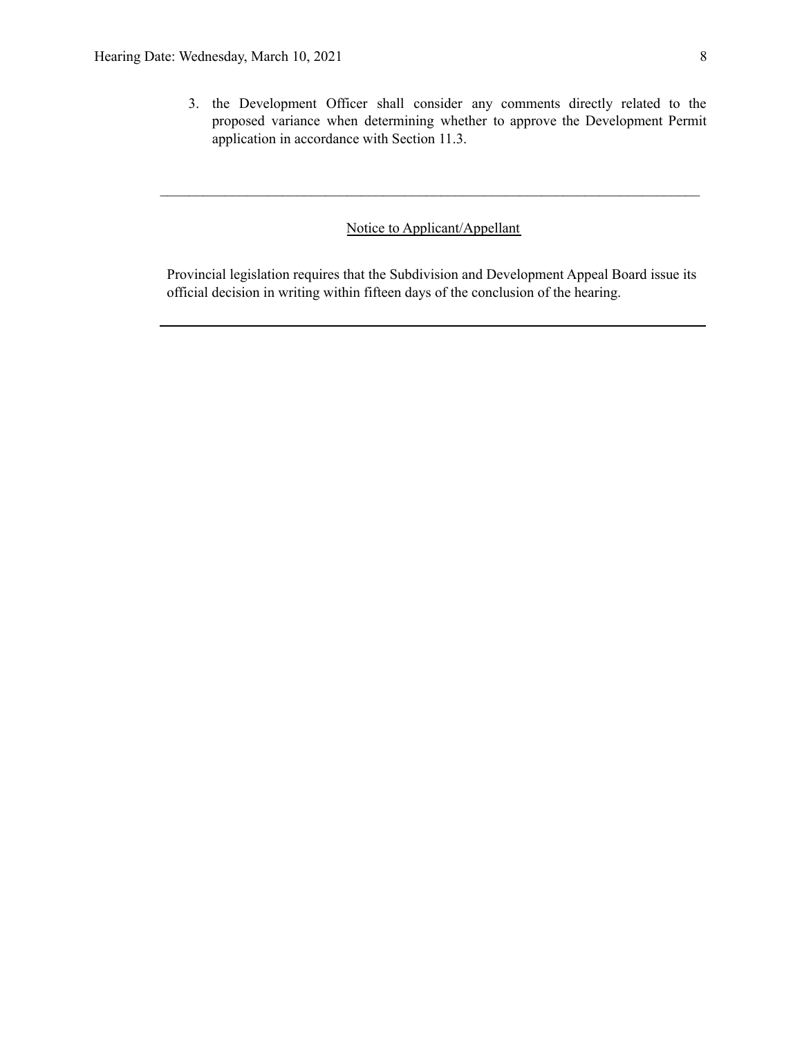3. the Development Officer shall consider any comments directly related to the proposed variance when determining whether to approve the Development Permit application in accordance with Section 11.3.

---

Notice to Applicant/Appellant

Provincial legislation requires that the Subdivision and Development Appeal Board issue its official decision in writing within fifteen days of the conclusion of the hearing.

---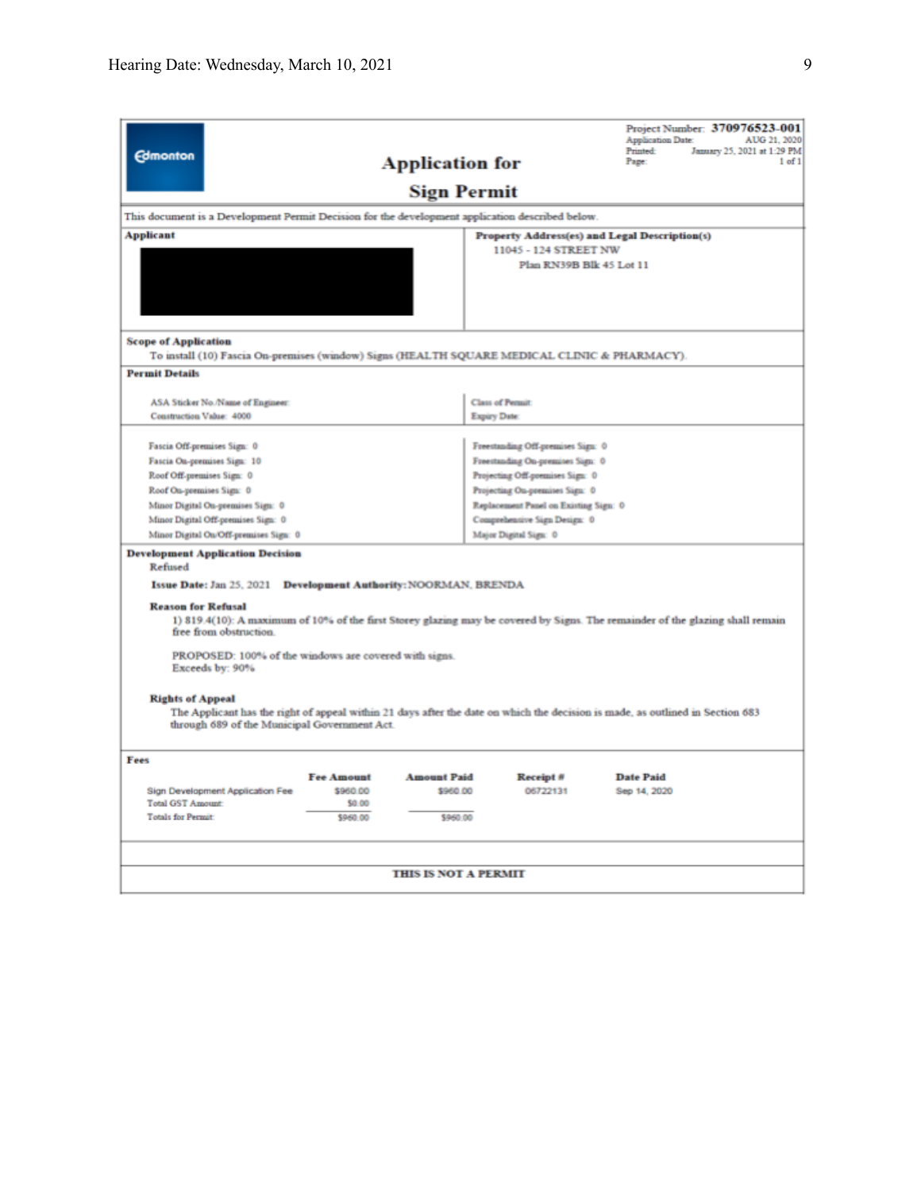Edmonton

# Application for Sign Permit

Project Number: **370976523-001**
Application Date: AUG 21, 2020
Printed: January 25, 2021 at 1:29 PM
Page: 1 of 1

This document is a Development Permit Decision for the development application described below.

**Applicant**

**Property Address(es) and Legal Description(s)**
11045 - 124 STREET NW
Plan RN39B Blk 45 Lot 11

**Scope of Application**
To install (10) Fascia On-premises (window) Signs (HEALTH SQUARE MEDICAL CLINIC & PHARMACY).

**Permit Details**

ASA Sticker No./Name of Engineer:
Construction Value: 4000

Class of Permit:
Expiry Date:

| | |
|---|---|
| Fascia Off-premises Sign: 0 | Freestanding Off-premises Sign: 0 |
| Fascia On-premises Sign: 10 | Freestanding On-premises Sign: 0 |
| Roof Off-premises Sign: 0 | Projecting Off-premises Sign: 0 |
| Roof On-premises Sign: 0 | Projecting On-premises Sign: 0 |
| Minor Digital On-premises Sign: 0 | Replacement Panel on Existing Sign: 0 |
| Minor Digital Off-premises Sign: 0 | Comprehensive Sign Design: 0 |
| Minor Digital On/Off-premises Sign: 0 | Major Digital Sign: 0 |

**Development Application Decision**
Refused

**Issue Date:** Jan 25, 2021 **Development Authority:** NOORMAN, BRENDA

**Reason for Refusal**

1) 819.4(10): A maximum of 10% of the first Storey glazing may be covered by Signs. The remainder of the glazing shall remain free from obstruction.

PROPOSED: 100% of the windows are covered with signs.
Exceeds by: 90%

**Rights of Appeal**

The Applicant has the right of appeal within 21 days after the date on which the decision is made, as outlined in Section 683 through 689 of the Municipal Government Act.

**Fees**

| | Fee Amount | Amount Paid | Receipt # | Date Paid |
|---|---|---|---|---|
| Sign Development Application Fee | $960.00 | $960.00 | 06722131 | Sep 14, 2020 |
| Total GST Amount: | $0.00 | | | |
| Totals for Permit: | $960.00 | $960.00 | | |

**THIS IS NOT A PERMIT**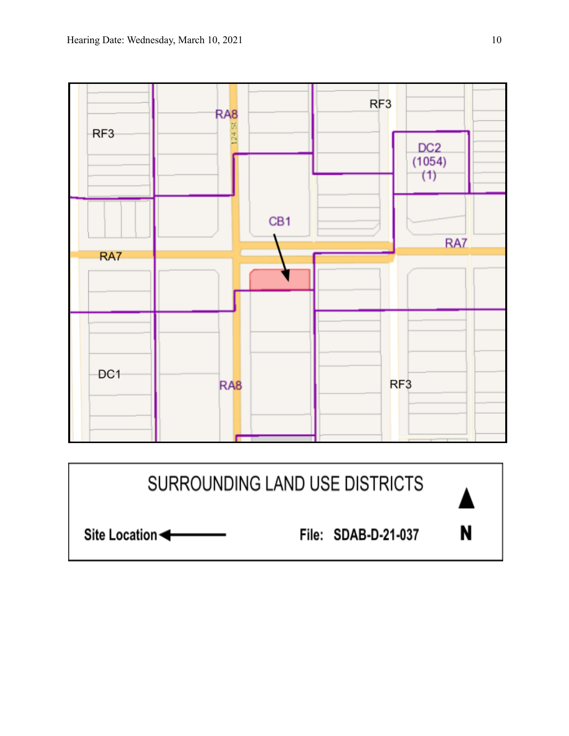RF3

RA8

124 St

RF3

DC2 (1054) (1)

CB1

RA7

RA7

DC1

RA8

RF3

SURROUNDING LAND USE DISTRICTS

Site Location ←

File: SDAB-D-21-037

N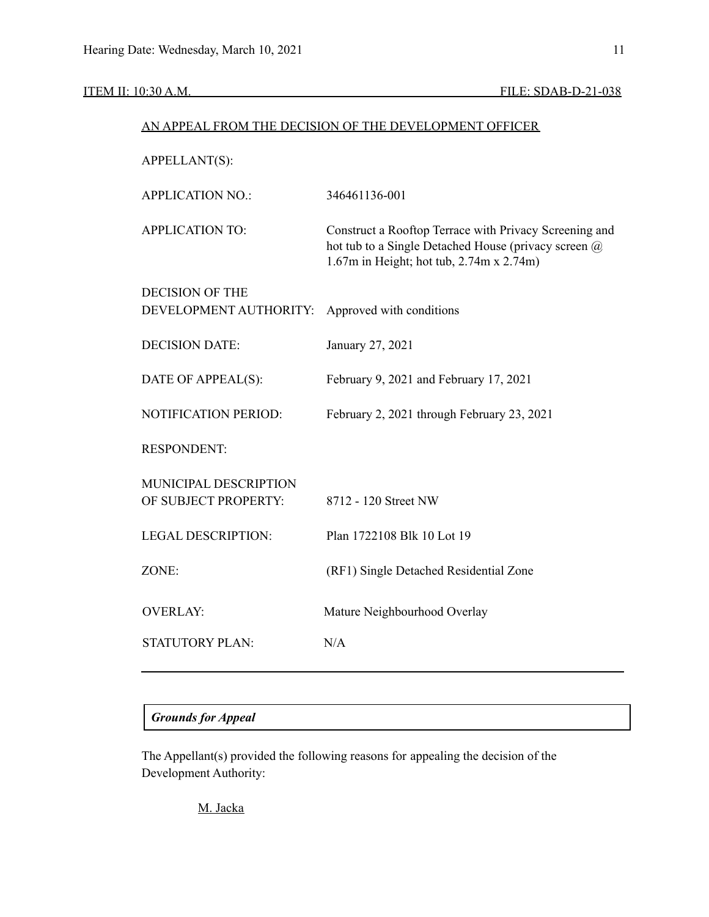ITEM II: 10:30 A.M. FILE: SDAB-D-21-038

AN APPEAL FROM THE DECISION OF THE DEVELOPMENT OFFICER

| | |
|---|---|
| APPELLANT(S): | |
| APPLICATION NO.: | 346461136-001 |
| APPLICATION TO: | Construct a Rooftop Terrace with Privacy Screening and hot tub to a Single Detached House (privacy screen @ 1.67m in Height; hot tub, 2.74m x 2.74m) |
| DECISION OF THE DEVELOPMENT AUTHORITY: | Approved with conditions |
| DECISION DATE: | January 27, 2021 |
| DATE OF APPEAL(S): | February 9, 2021 and February 17, 2021 |
| NOTIFICATION PERIOD: | February 2, 2021 through February 23, 2021 |
| RESPONDENT: | |
| MUNICIPAL DESCRIPTION OF SUBJECT PROPERTY: | 8712 - 120 Street NW |
| LEGAL DESCRIPTION: | Plan 1722108 Blk 10 Lot 19 |
| ZONE: | (RF1) Single Detached Residential Zone |
| OVERLAY: | Mature Neighbourhood Overlay |
| STATUTORY PLAN: | N/A |

---

***Grounds for Appeal***

The Appellant(s) provided the following reasons for appealing the decision of the Development Authority:

M. Jacka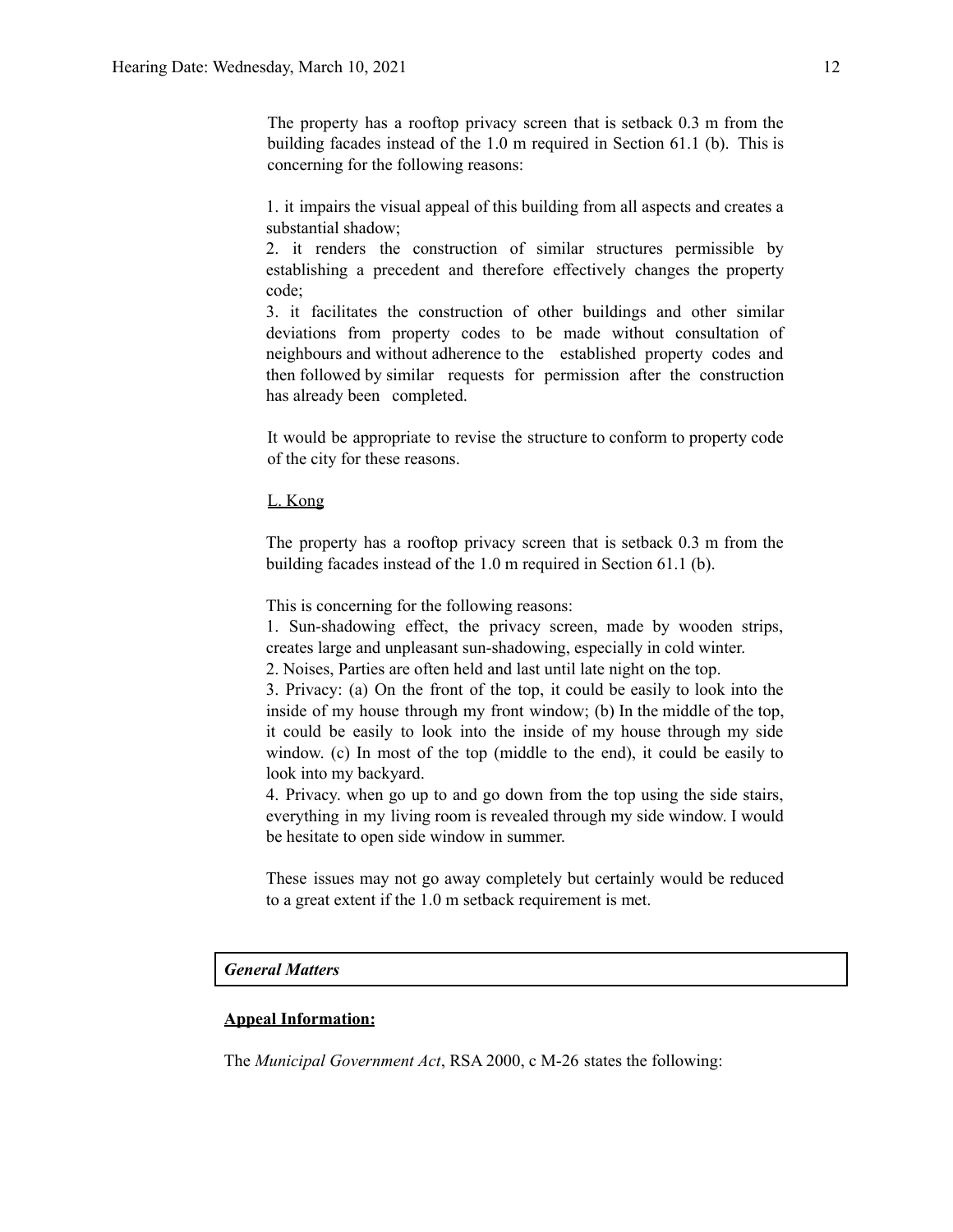The property has a rooftop privacy screen that is setback 0.3 m from the building facades instead of the 1.0 m required in Section 61.1 (b). This is concerning for the following reasons:

1. it impairs the visual appeal of this building from all aspects and creates a substantial shadow;
2. it renders the construction of similar structures permissible by establishing a precedent and therefore effectively changes the property code;
3. it facilitates the construction of other buildings and other similar deviations from property codes to be made without consultation of neighbours and without adherence to the established property codes and then followed by similar requests for permission after the construction has already been completed.

It would be appropriate to revise the structure to conform to property code of the city for these reasons.

L. Kong

The property has a rooftop privacy screen that is setback 0.3 m from the building facades instead of the 1.0 m required in Section 61.1 (b).

This is concerning for the following reasons:
1. Sun-shadowing effect, the privacy screen, made by wooden strips, creates large and unpleasant sun-shadowing, especially in cold winter.
2. Noises, Parties are often held and last until late night on the top.
3. Privacy: (a) On the front of the top, it could be easily to look into the inside of my house through my front window; (b) In the middle of the top, it could be easily to look into the inside of my house through my side window. (c) In most of the top (middle to the end), it could be easily to look into my backyard.
4. Privacy. when go up to and go down from the top using the side stairs, everything in my living room is revealed through my side window. I would be hesitate to open side window in summer.

These issues may not go away completely but certainly would be reduced to a great extent if the 1.0 m setback requirement is met.

***General Matters***

**Appeal Information:**

The *Municipal Government Act*, RSA 2000, c M-26 states the following: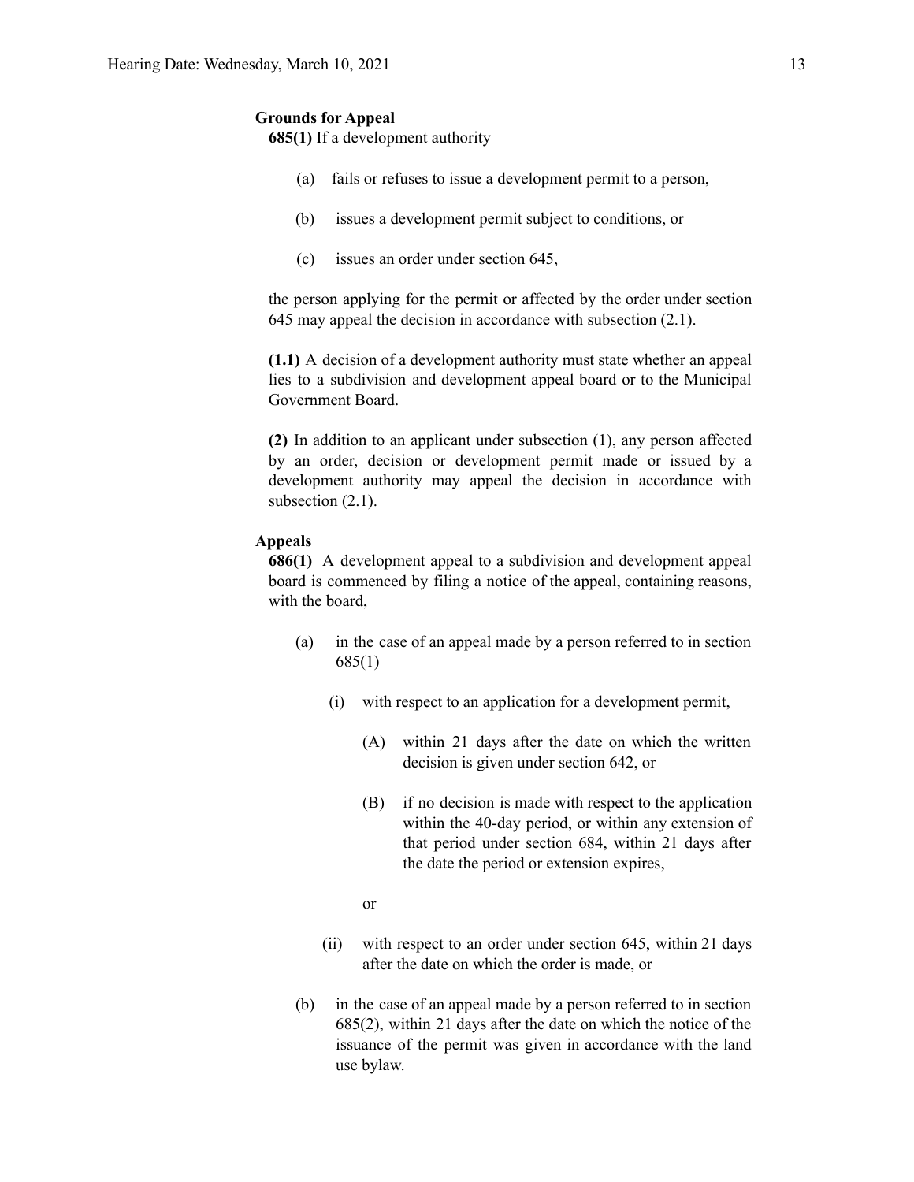**Grounds for Appeal**

**685(1)** If a development authority

(a) fails or refuses to issue a development permit to a person,

(b) issues a development permit subject to conditions, or

(c) issues an order under section 645,

the person applying for the permit or affected by the order under section 645 may appeal the decision in accordance with subsection (2.1).

**(1.1)** A decision of a development authority must state whether an appeal lies to a subdivision and development appeal board or to the Municipal Government Board.

**(2)** In addition to an applicant under subsection (1), any person affected by an order, decision or development permit made or issued by a development authority may appeal the decision in accordance with subsection (2.1).

**Appeals**

**686(1)** A development appeal to a subdivision and development appeal board is commenced by filing a notice of the appeal, containing reasons, with the board,

(a) in the case of an appeal made by a person referred to in section 685(1)

(i) with respect to an application for a development permit,

(A) within 21 days after the date on which the written decision is given under section 642, or

(B) if no decision is made with respect to the application within the 40-day period, or within any extension of that period under section 684, within 21 days after the date the period or extension expires,

or

(ii) with respect to an order under section 645, within 21 days after the date on which the order is made, or

(b) in the case of an appeal made by a person referred to in section 685(2), within 21 days after the date on which the notice of the issuance of the permit was given in accordance with the land use bylaw.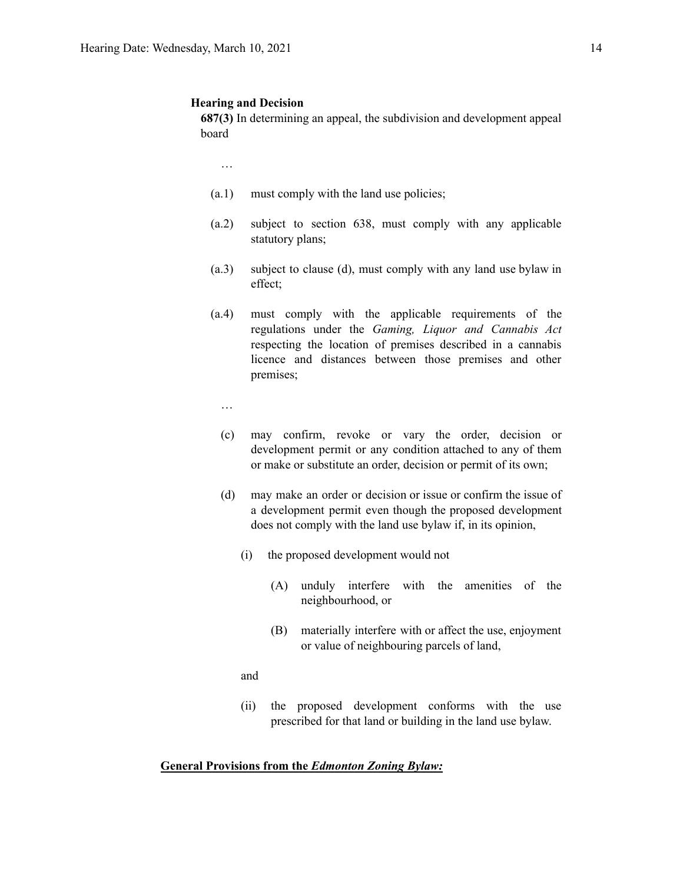**Hearing and Decision**

**687(3)** In determining an appeal, the subdivision and development appeal board

…

(a.1) must comply with the land use policies;

(a.2) subject to section 638, must comply with any applicable statutory plans;

(a.3) subject to clause (d), must comply with any land use bylaw in effect;

(a.4) must comply with the applicable requirements of the regulations under the *Gaming, Liquor and Cannabis Act* respecting the location of premises described in a cannabis licence and distances between those premises and other premises;

…

(c) may confirm, revoke or vary the order, decision or development permit or any condition attached to any of them or make or substitute an order, decision or permit of its own;

(d) may make an order or decision or issue or confirm the issue of a development permit even though the proposed development does not comply with the land use bylaw if, in its opinion,

(i) the proposed development would not

(A) unduly interfere with the amenities of the neighbourhood, or

(B) materially interfere with or affect the use, enjoyment or value of neighbouring parcels of land,

and

(ii) the proposed development conforms with the use prescribed for that land or building in the land use bylaw.

**General Provisions from the *Edmonton Zoning Bylaw:***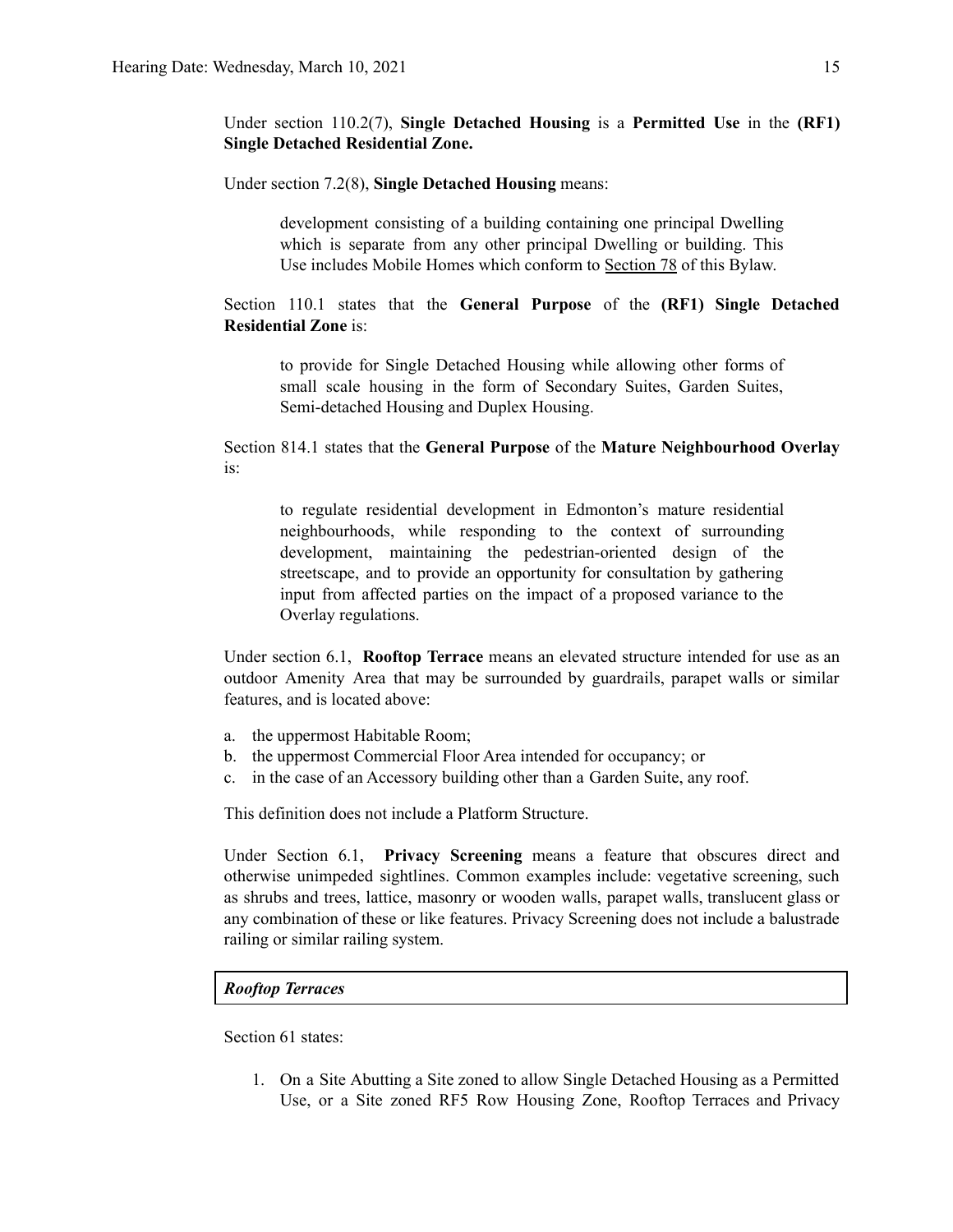Under section 110.2(7), **Single Detached Housing** is a **Permitted Use** in the **(RF1) Single Detached Residential Zone.**

Under section 7.2(8), **Single Detached Housing** means:

> development consisting of a building containing one principal Dwelling which is separate from any other principal Dwelling or building. This Use includes Mobile Homes which conform to Section 78 of this Bylaw.

Section 110.1 states that the **General Purpose** of the **(RF1) Single Detached Residential Zone** is:

> to provide for Single Detached Housing while allowing other forms of small scale housing in the form of Secondary Suites, Garden Suites, Semi-detached Housing and Duplex Housing.

Section 814.1 states that the **General Purpose** of the **Mature Neighbourhood Overlay** is:

> to regulate residential development in Edmonton's mature residential neighbourhoods, while responding to the context of surrounding development, maintaining the pedestrian-oriented design of the streetscape, and to provide an opportunity for consultation by gathering input from affected parties on the impact of a proposed variance to the Overlay regulations.

Under section 6.1, **Rooftop Terrace** means an elevated structure intended for use as an outdoor Amenity Area that may be surrounded by guardrails, parapet walls or similar features, and is located above:

a. the uppermost Habitable Room;
b. the uppermost Commercial Floor Area intended for occupancy; or
c. in the case of an Accessory building other than a Garden Suite, any roof.

This definition does not include a Platform Structure.

Under Section 6.1, **Privacy Screening** means a feature that obscures direct and otherwise unimpeded sightlines. Common examples include: vegetative screening, such as shrubs and trees, lattice, masonry or wooden walls, parapet walls, translucent glass or any combination of these or like features. Privacy Screening does not include a balustrade railing or similar railing system.

***Rooftop Terraces***

Section 61 states:

1. On a Site Abutting a Site zoned to allow Single Detached Housing as a Permitted Use, or a Site zoned RF5 Row Housing Zone, Rooftop Terraces and Privacy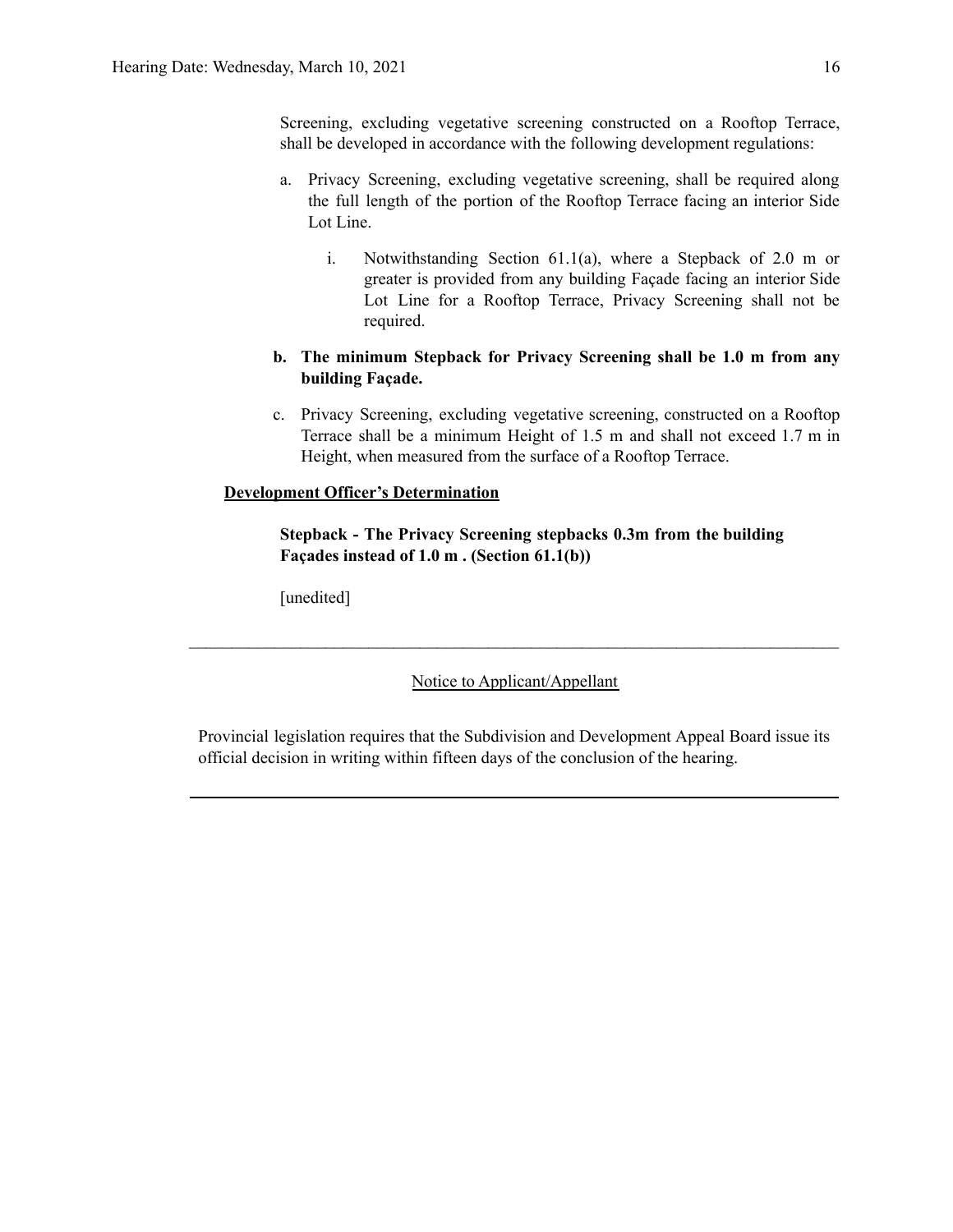Screening, excluding vegetative screening constructed on a Rooftop Terrace, shall be developed in accordance with the following development regulations:

a. Privacy Screening, excluding vegetative screening, shall be required along the full length of the portion of the Rooftop Terrace facing an interior Side Lot Line.

   i. Notwithstanding Section 61.1(a), where a Stepback of 2.0 m or greater is provided from any building Façade facing an interior Side Lot Line for a Rooftop Terrace, Privacy Screening shall not be required.

**b. The minimum Stepback for Privacy Screening shall be 1.0 m from any building Façade.**

c. Privacy Screening, excluding vegetative screening, constructed on a Rooftop Terrace shall be a minimum Height of 1.5 m and shall not exceed 1.7 m in Height, when measured from the surface of a Rooftop Terrace.

**Development Officer's Determination**

**Stepback - The Privacy Screening stepbacks 0.3m from the building Façades instead of 1.0 m . (Section 61.1(b))**

[unedited]

---

Notice to Applicant/Appellant

Provincial legislation requires that the Subdivision and Development Appeal Board issue its official decision in writing within fifteen days of the conclusion of the hearing.

---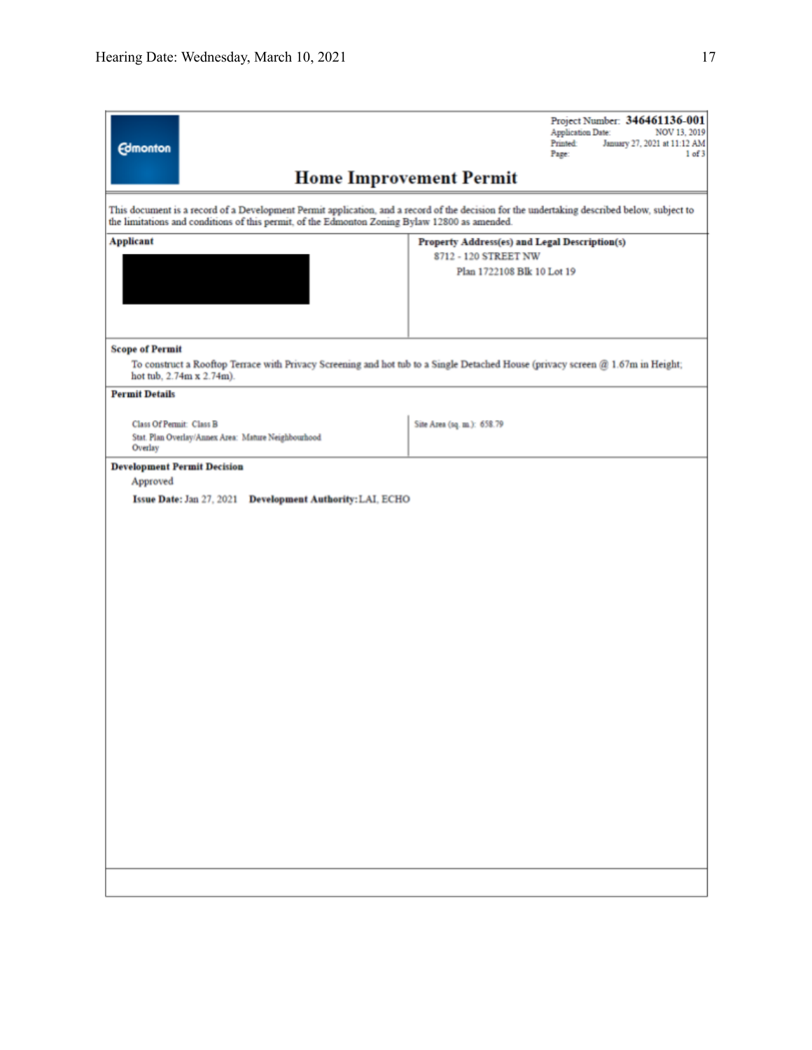Project Number: **346461136-001**
Application Date: NOV 13, 2019
Printed: January 27, 2021 at 11:12 AM
Page: 1 of 3

Edmonton

# Home Improvement Permit

This document is a record of a Development Permit application, and a record of the decision for the undertaking described below, subject to the limitations and conditions of this permit, of the Edmonton Zoning Bylaw 12800 as amended.

| **Applicant** | **Property Address(es) and Legal Description(s)** |
|---|---|
| | 8712 - 120 STREET NW<br>Plan 1722108 Blk 10 Lot 19 |

**Scope of Permit**

To construct a Rooftop Terrace with Privacy Screening and hot tub to a Single Detached House (privacy screen @ 1.67m in Height; hot tub, 2.74m x 2.74m).

**Permit Details**

| | |
|---|---|
| Class Of Permit: Class B<br>Stat. Plan Overlay/Annex Area: Mature Neighbourhood Overlay | Site Area (sq. m.): 658.79 |

**Development Permit Decision**

Approved

**Issue Date:** Jan 27, 2021 **Development Authority:** LAI, ECHO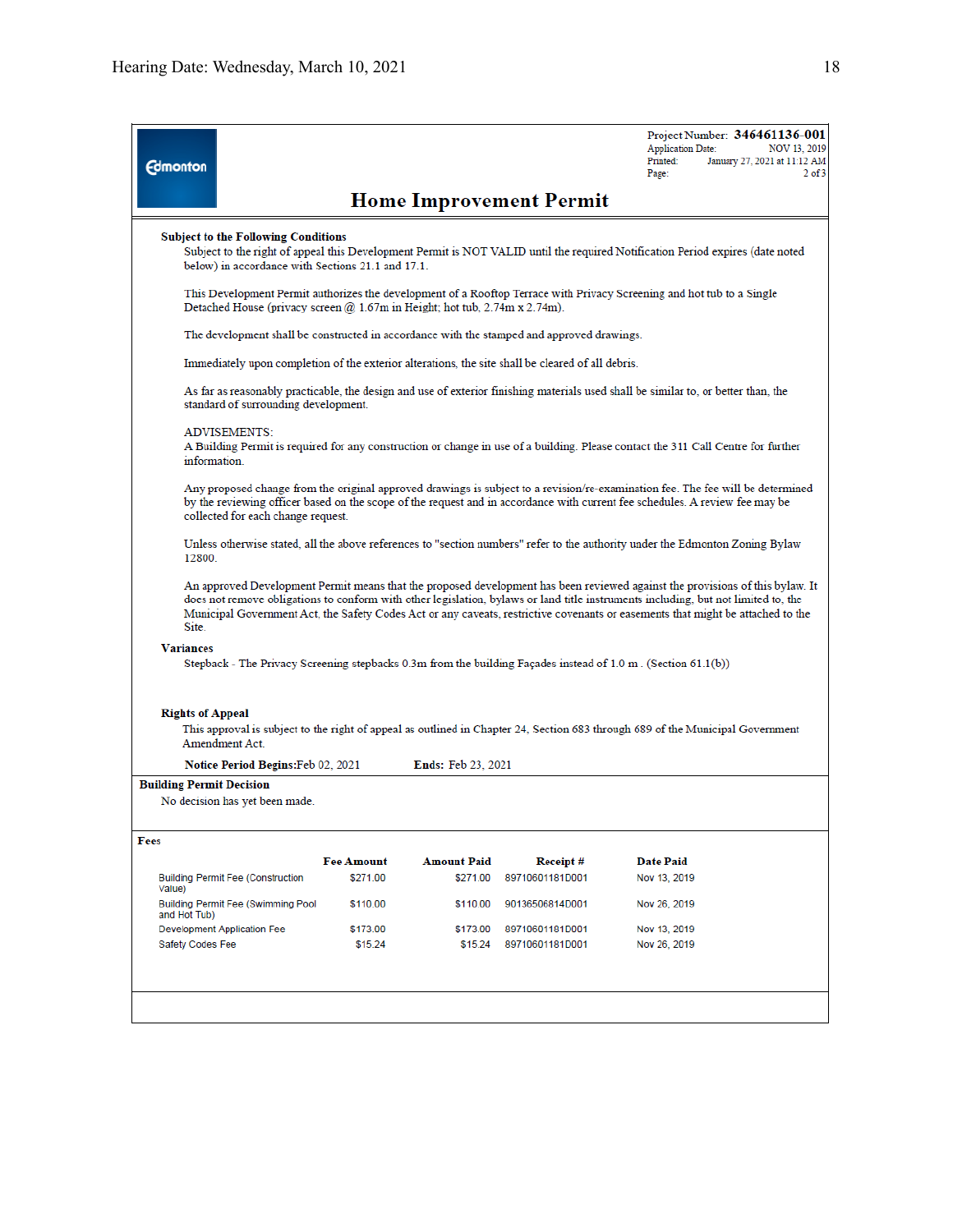Edmonton

Project Number: **346461136-001**
Application Date: NOV 13, 2019
Printed: January 27, 2021 at 11:12 AM
Page: 2 of 3

# Home Improvement Permit

**Subject to the Following Conditions**

Subject to the right of appeal this Development Permit is NOT VALID until the required Notification Period expires (date noted below) in accordance with Sections 21.1 and 17.1.

This Development Permit authorizes the development of a Rooftop Terrace with Privacy Screening and hot tub to a Single Detached House (privacy screen @ 1.67m in Height; hot tub, 2.74m x 2.74m).

The development shall be constructed in accordance with the stamped and approved drawings.

Immediately upon completion of the exterior alterations, the site shall be cleared of all debris.

As far as reasonably practicable, the design and use of exterior finishing materials used shall be similar to, or better than, the standard of surrounding development.

ADVISEMENTS:
A Building Permit is required for any construction or change in use of a building. Please contact the 311 Call Centre for further information.

Any proposed change from the original approved drawings is subject to a revision/re-examination fee. The fee will be determined by the reviewing officer based on the scope of the request and in accordance with current fee schedules. A review fee may be collected for each change request.

Unless otherwise stated, all the above references to "section numbers" refer to the authority under the Edmonton Zoning Bylaw 12800.

An approved Development Permit means that the proposed development has been reviewed against the provisions of this bylaw. It does not remove obligations to conform with other legislation, bylaws or land title instruments including, but not limited to, the Municipal Government Act, the Safety Codes Act or any caveats, restrictive covenants or easements that might be attached to the Site.

**Variances**

Stepback - The Privacy Screening stepbacks 0.3m from the building Façades instead of 1.0 m . (Section 61.1(b))

**Rights of Appeal**

This approval is subject to the right of appeal as outlined in Chapter 24, Section 683 through 689 of the Municipal Government Amendment Act.

**Notice Period Begins:** Feb 02, 2021 **Ends:** Feb 23, 2021

**Building Permit Decision**

No decision has yet been made.

**Fees**

| | Fee Amount | Amount Paid | Receipt # | Date Paid |
|---|---|---|---|---|
| Building Permit Fee (Construction Value) | $271.00 | $271.00 | 89710601181D001 | Nov 13, 2019 |
| Building Permit Fee (Swimming Pool and Hot Tub) | $110.00 | $110.00 | 90136506814D001 | Nov 26, 2019 |
| Development Application Fee | $173.00 | $173.00 | 89710601181D001 | Nov 13, 2019 |
| Safety Codes Fee | $15.24 | $15.24 | 89710601181D001 | Nov 26, 2019 |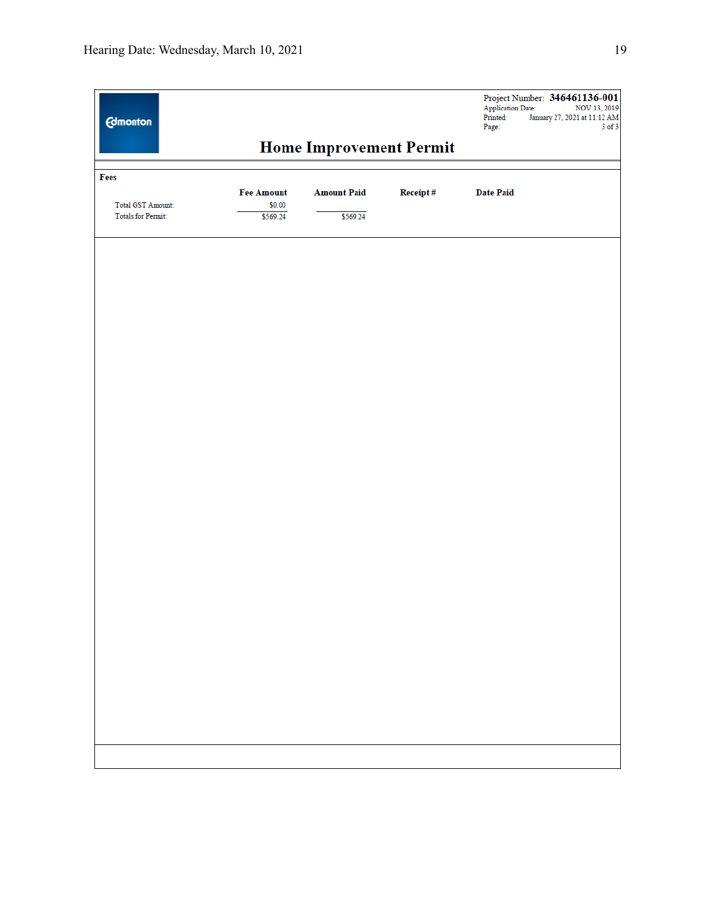Project Number: **346461136-001**
Application Date: NOV 13, 2019
Printed: January 27, 2021 at 11:12 AM
Page: 3 of 3

# Home Improvement Permit

**Fees**

| | Fee Amount | Amount Paid | Receipt # | Date Paid |
|---|---|---|---|---|
| Total GST Amount: | $0.00 | | | |
| Totals for Permit: | $569.24 | $569.24 | | |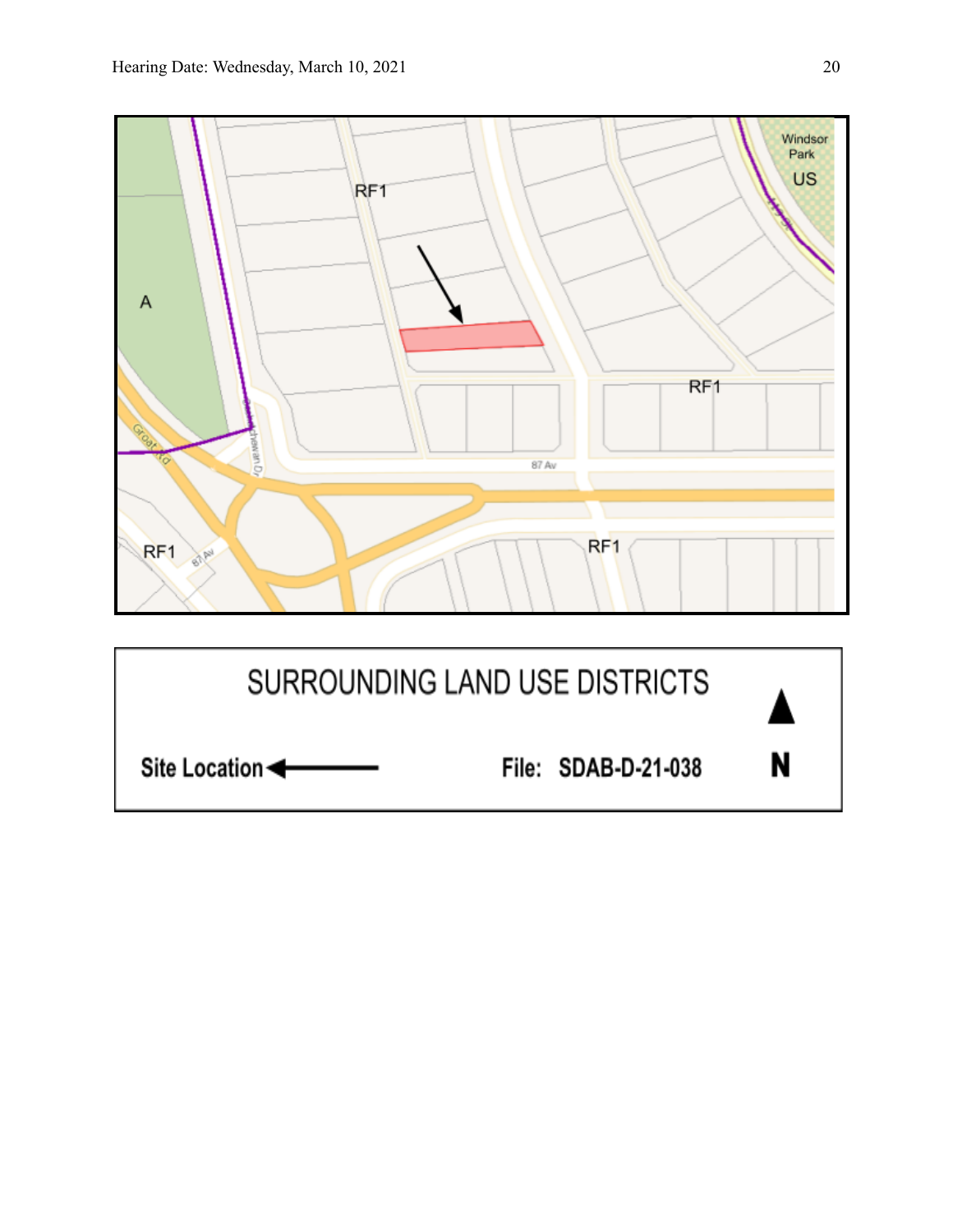RF1

A

Windsor Park

US

RF1

87 Av

RF1

RF1

**SURROUNDING LAND USE DISTRICTS**

**Site Location** ←

**File: SDAB-D-21-038**

**N**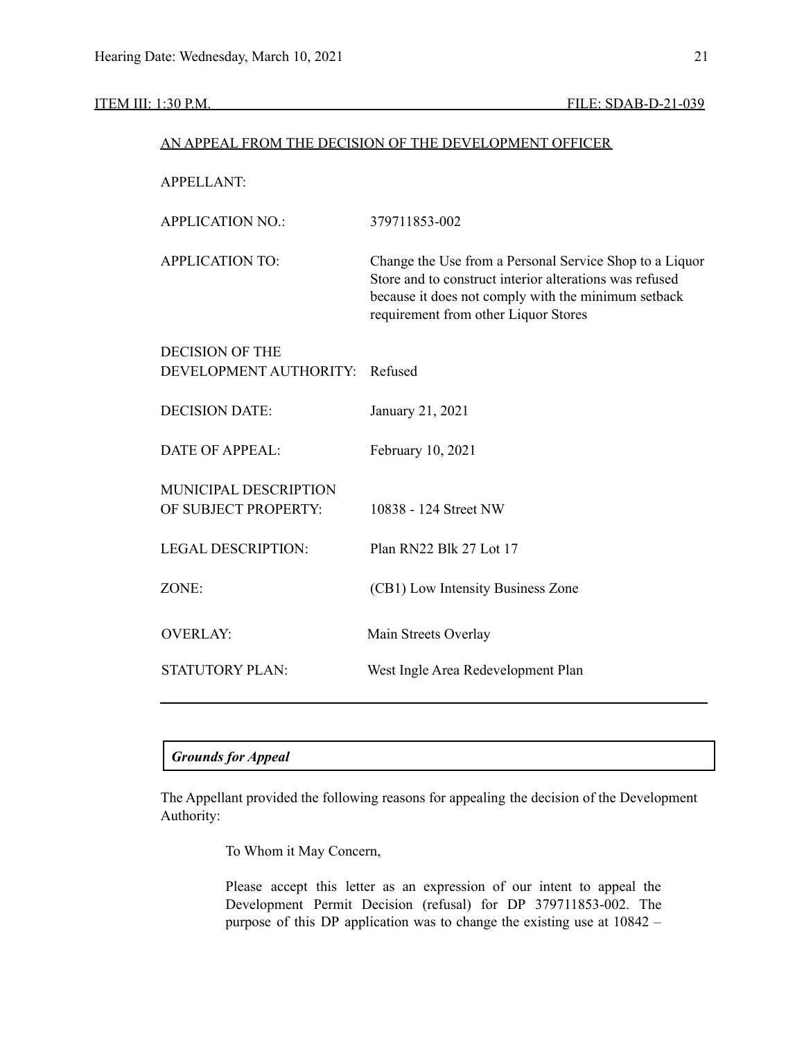ITEM III: 1:30 P.M. FILE: SDAB-D-21-039

AN APPEAL FROM THE DECISION OF THE DEVELOPMENT OFFICER

| | |
|---|---|
| APPELLANT: | |
| APPLICATION NO.: | 379711853-002 |
| APPLICATION TO: | Change the Use from a Personal Service Shop to a Liquor Store and to construct interior alterations was refused because it does not comply with the minimum setback requirement from other Liquor Stores |
| DECISION OF THE DEVELOPMENT AUTHORITY: | Refused |
| DECISION DATE: | January 21, 2021 |
| DATE OF APPEAL: | February 10, 2021 |
| MUNICIPAL DESCRIPTION OF SUBJECT PROPERTY: | 10838 - 124 Street NW |
| LEGAL DESCRIPTION: | Plan RN22 Blk 27 Lot 17 |
| ZONE: | (CB1) Low Intensity Business Zone |
| OVERLAY: | Main Streets Overlay |
| STATUTORY PLAN: | West Ingle Area Redevelopment Plan |

***Grounds for Appeal***

The Appellant provided the following reasons for appealing the decision of the Development Authority:

> To Whom it May Concern,
>
> Please accept this letter as an expression of our intent to appeal the Development Permit Decision (refusal) for DP 379711853-002. The purpose of this DP application was to change the existing use at 10842 –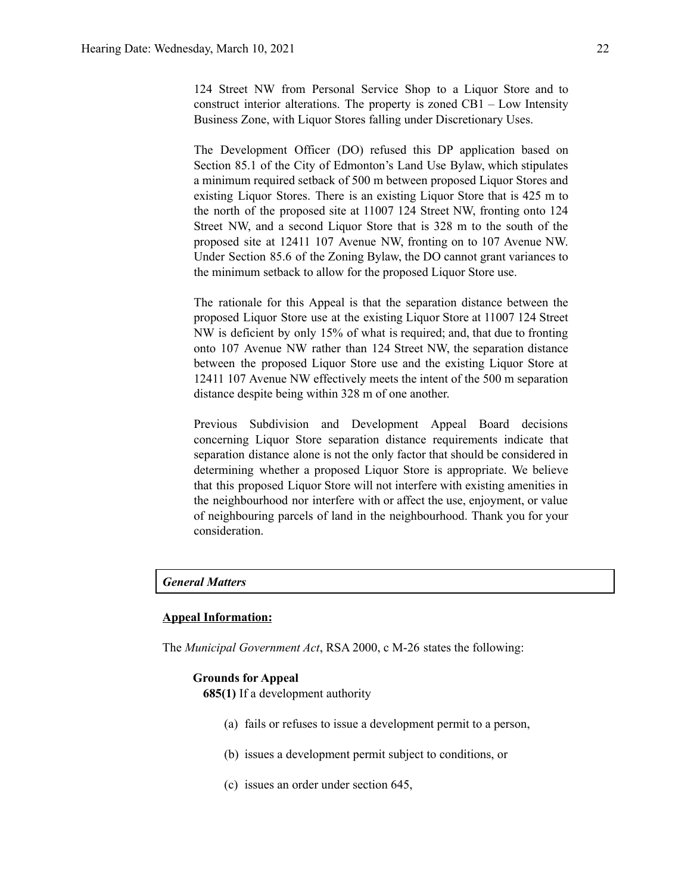124 Street NW from Personal Service Shop to a Liquor Store and to construct interior alterations. The property is zoned CB1 – Low Intensity Business Zone, with Liquor Stores falling under Discretionary Uses.

The Development Officer (DO) refused this DP application based on Section 85.1 of the City of Edmonton's Land Use Bylaw, which stipulates a minimum required setback of 500 m between proposed Liquor Stores and existing Liquor Stores. There is an existing Liquor Store that is 425 m to the north of the proposed site at 11007 124 Street NW, fronting onto 124 Street NW, and a second Liquor Store that is 328 m to the south of the proposed site at 12411 107 Avenue NW, fronting on to 107 Avenue NW. Under Section 85.6 of the Zoning Bylaw, the DO cannot grant variances to the minimum setback to allow for the proposed Liquor Store use.

The rationale for this Appeal is that the separation distance between the proposed Liquor Store use at the existing Liquor Store at 11007 124 Street NW is deficient by only 15% of what is required; and, that due to fronting onto 107 Avenue NW rather than 124 Street NW, the separation distance between the proposed Liquor Store use and the existing Liquor Store at 12411 107 Avenue NW effectively meets the intent of the 500 m separation distance despite being within 328 m of one another.

Previous Subdivision and Development Appeal Board decisions concerning Liquor Store separation distance requirements indicate that separation distance alone is not the only factor that should be considered in determining whether a proposed Liquor Store is appropriate. We believe that this proposed Liquor Store will not interfere with existing amenities in the neighbourhood nor interfere with or affect the use, enjoyment, or value of neighbouring parcels of land in the neighbourhood. Thank you for your consideration.

***General Matters***

**Appeal Information:**

The *Municipal Government Act*, RSA 2000, c M-26 states the following:

**Grounds for Appeal**

**685(1)** If a development authority

(a) fails or refuses to issue a development permit to a person,

(b) issues a development permit subject to conditions, or

(c) issues an order under section 645,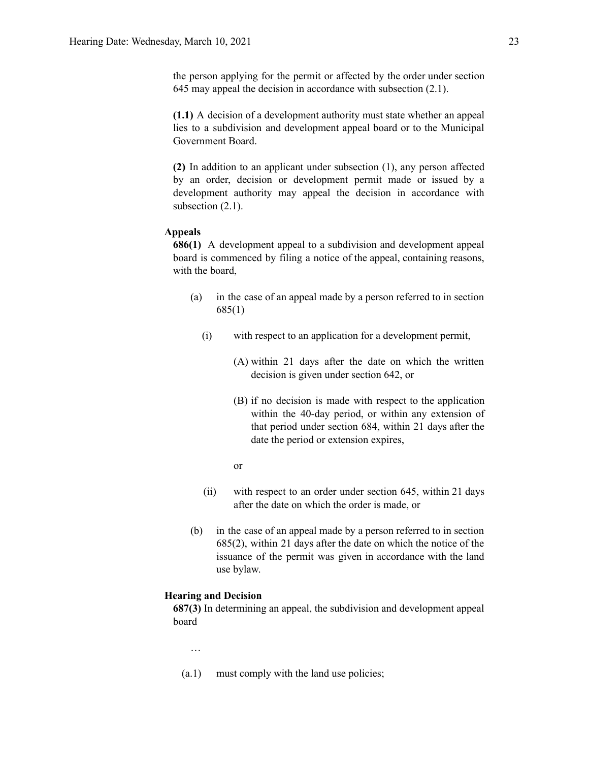the person applying for the permit or affected by the order under section 645 may appeal the decision in accordance with subsection (2.1).

**(1.1)** A decision of a development authority must state whether an appeal lies to a subdivision and development appeal board or to the Municipal Government Board.

**(2)** In addition to an applicant under subsection (1), any person affected by an order, decision or development permit made or issued by a development authority may appeal the decision in accordance with subsection (2.1).

**Appeals**

**686(1)** A development appeal to a subdivision and development appeal board is commenced by filing a notice of the appeal, containing reasons, with the board,

(a) in the case of an appeal made by a person referred to in section 685(1)

(i) with respect to an application for a development permit,

(A) within 21 days after the date on which the written decision is given under section 642, or

(B) if no decision is made with respect to the application within the 40-day period, or within any extension of that period under section 684, within 21 days after the date the period or extension expires,

or

(ii) with respect to an order under section 645, within 21 days after the date on which the order is made, or

(b) in the case of an appeal made by a person referred to in section 685(2), within 21 days after the date on which the notice of the issuance of the permit was given in accordance with the land use bylaw.

**Hearing and Decision**

**687(3)** In determining an appeal, the subdivision and development appeal board

…

(a.1) must comply with the land use policies;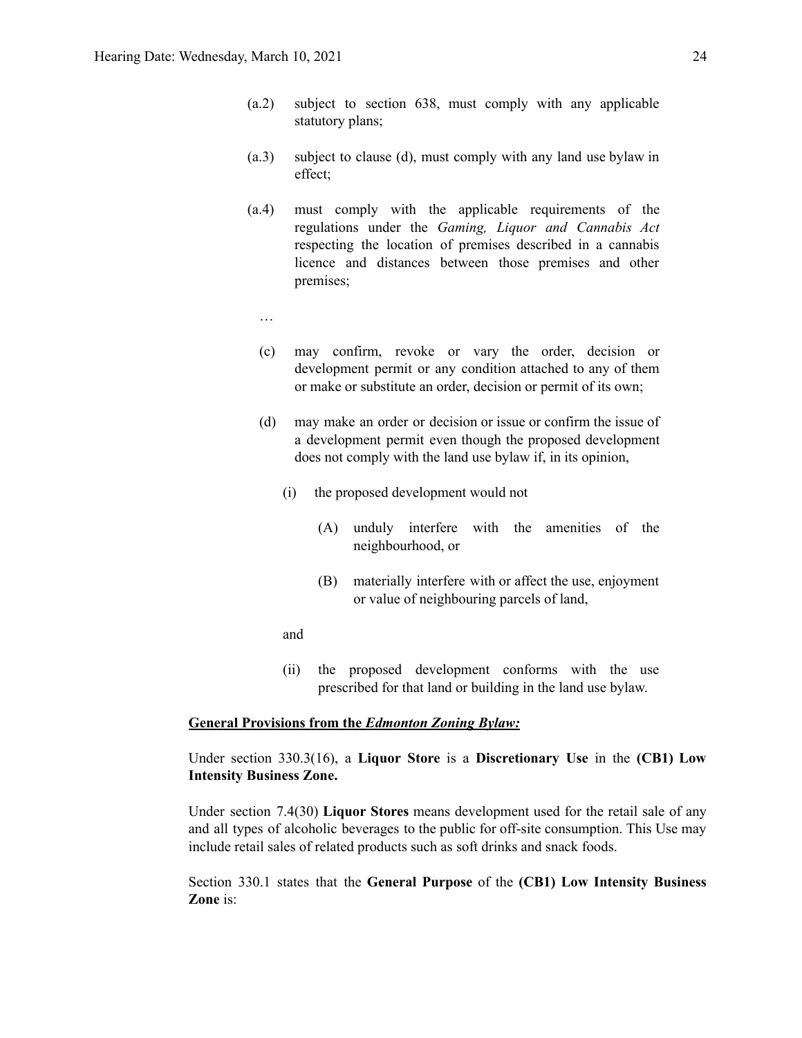(a.2) subject to section 638, must comply with any applicable statutory plans;

(a.3) subject to clause (d), must comply with any land use bylaw in effect;

(a.4) must comply with the applicable requirements of the regulations under the *Gaming, Liquor and Cannabis Act* respecting the location of premises described in a cannabis licence and distances between those premises and other premises;

…

(c) may confirm, revoke or vary the order, decision or development permit or any condition attached to any of them or make or substitute an order, decision or permit of its own;

(d) may make an order or decision or issue or confirm the issue of a development permit even though the proposed development does not comply with the land use bylaw if, in its opinion,

(i) the proposed development would not

(A) unduly interfere with the amenities of the neighbourhood, or

(B) materially interfere with or affect the use, enjoyment or value of neighbouring parcels of land,

and

(ii) the proposed development conforms with the use prescribed for that land or building in the land use bylaw.

**General Provisions from the *Edmonton Zoning Bylaw:***

Under section 330.3(16), a **Liquor Store** is a **Discretionary Use** in the **(CB1) Low Intensity Business Zone.**

Under section 7.4(30) **Liquor Stores** means development used for the retail sale of any and all types of alcoholic beverages to the public for off-site consumption. This Use may include retail sales of related products such as soft drinks and snack foods.

Section 330.1 states that the **General Purpose** of the **(CB1) Low Intensity Business Zone** is: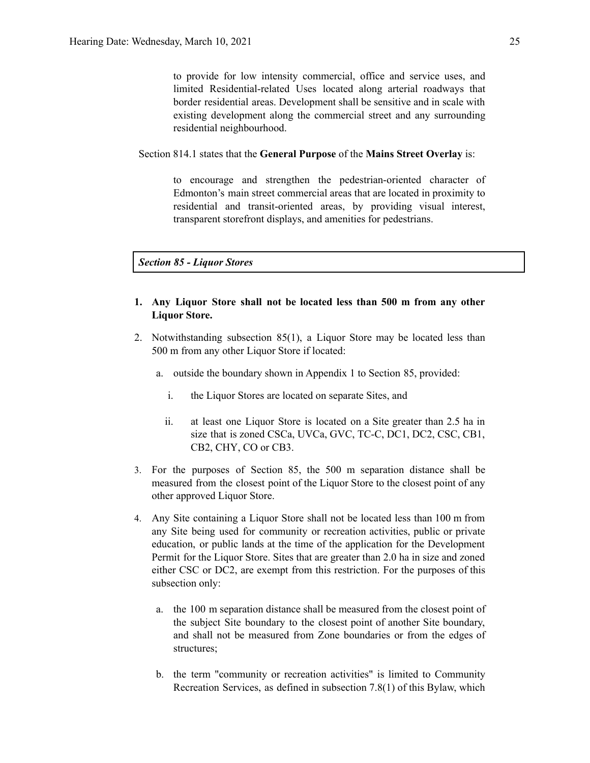to provide for low intensity commercial, office and service uses, and limited Residential-related Uses located along arterial roadways that border residential areas. Development shall be sensitive and in scale with existing development along the commercial street and any surrounding residential neighbourhood.

Section 814.1 states that the **General Purpose** of the **Mains Street Overlay** is:

> to encourage and strengthen the pedestrian-oriented character of Edmonton's main street commercial areas that are located in proximity to residential and transit-oriented areas, by providing visual interest, transparent storefront displays, and amenities for pedestrians.

***Section 85 - Liquor Stores***

1. **Any Liquor Store shall not be located less than 500 m from any other Liquor Store.**
2. Notwithstanding subsection 85(1), a Liquor Store may be located less than 500 m from any other Liquor Store if located:
   a. outside the boundary shown in Appendix 1 to Section 85, provided:
      i. the Liquor Stores are located on separate Sites, and
      ii. at least one Liquor Store is located on a Site greater than 2.5 ha in size that is zoned CSCa, UVCa, GVC, TC-C, DC1, DC2, CSC, CB1, CB2, CHY, CO or CB3.
3. For the purposes of Section 85, the 500 m separation distance shall be measured from the closest point of the Liquor Store to the closest point of any other approved Liquor Store.
4. Any Site containing a Liquor Store shall not be located less than 100 m from any Site being used for community or recreation activities, public or private education, or public lands at the time of the application for the Development Permit for the Liquor Store. Sites that are greater than 2.0 ha in size and zoned either CSC or DC2, are exempt from this restriction. For the purposes of this subsection only:
   a. the 100 m separation distance shall be measured from the closest point of the subject Site boundary to the closest point of another Site boundary, and shall not be measured from Zone boundaries or from the edges of structures;
   b. the term "community or recreation activities" is limited to Community Recreation Services, as defined in subsection 7.8(1) of this Bylaw, which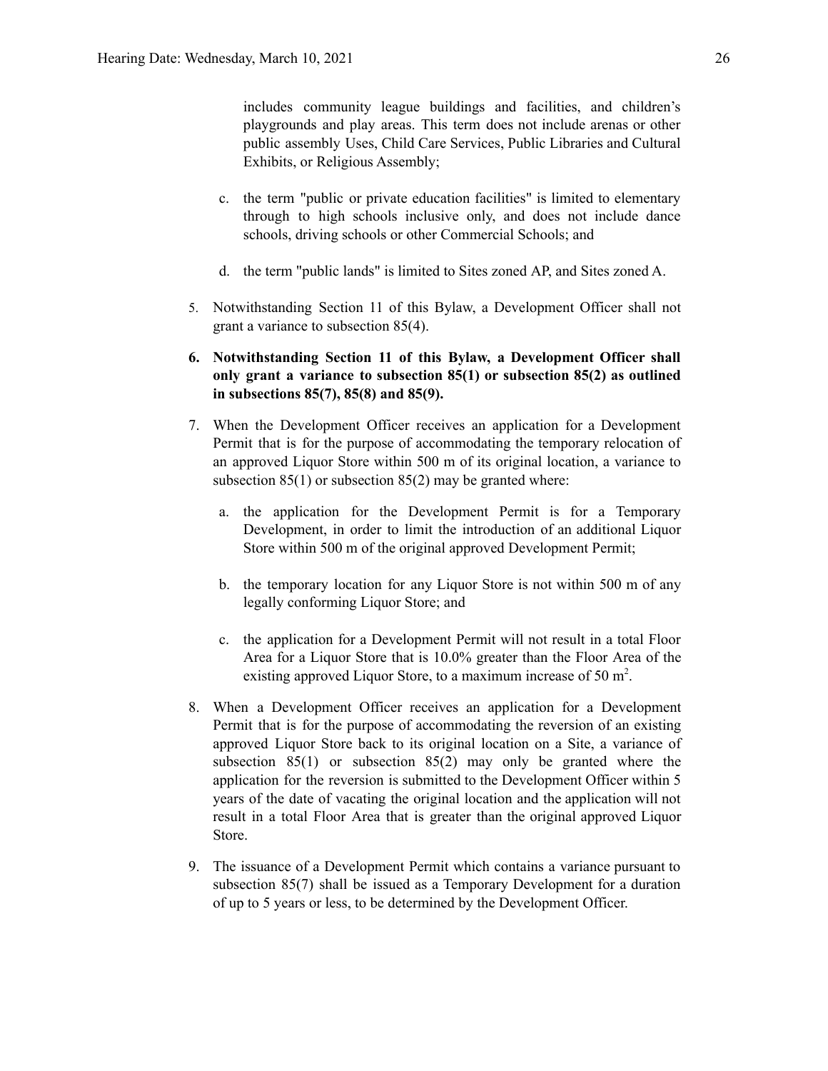includes community league buildings and facilities, and children's playgrounds and play areas. This term does not include arenas or other public assembly Uses, Child Care Services, Public Libraries and Cultural Exhibits, or Religious Assembly;

c. the term "public or private education facilities" is limited to elementary through to high schools inclusive only, and does not include dance schools, driving schools or other Commercial Schools; and

d. the term "public lands" is limited to Sites zoned AP, and Sites zoned A.

5. Notwithstanding Section 11 of this Bylaw, a Development Officer shall not grant a variance to subsection 85(4).

6. **Notwithstanding Section 11 of this Bylaw, a Development Officer shall only grant a variance to subsection 85(1) or subsection 85(2) as outlined in subsections 85(7), 85(8) and 85(9).**

7. When the Development Officer receives an application for a Development Permit that is for the purpose of accommodating the temporary relocation of an approved Liquor Store within 500 m of its original location, a variance to subsection 85(1) or subsection 85(2) may be granted where:

   a. the application for the Development Permit is for a Temporary Development, in order to limit the introduction of an additional Liquor Store within 500 m of the original approved Development Permit;

   b. the temporary location for any Liquor Store is not within 500 m of any legally conforming Liquor Store; and

   c. the application for a Development Permit will not result in a total Floor Area for a Liquor Store that is 10.0% greater than the Floor Area of the existing approved Liquor Store, to a maximum increase of 50 $m^2$.

8. When a Development Officer receives an application for a Development Permit that is for the purpose of accommodating the reversion of an existing approved Liquor Store back to its original location on a Site, a variance of subsection 85(1) or subsection 85(2) may only be granted where the application for the reversion is submitted to the Development Officer within 5 years of the date of vacating the original location and the application will not result in a total Floor Area that is greater than the original approved Liquor Store.

9. The issuance of a Development Permit which contains a variance pursuant to subsection 85(7) shall be issued as a Temporary Development for a duration of up to 5 years or less, to be determined by the Development Officer.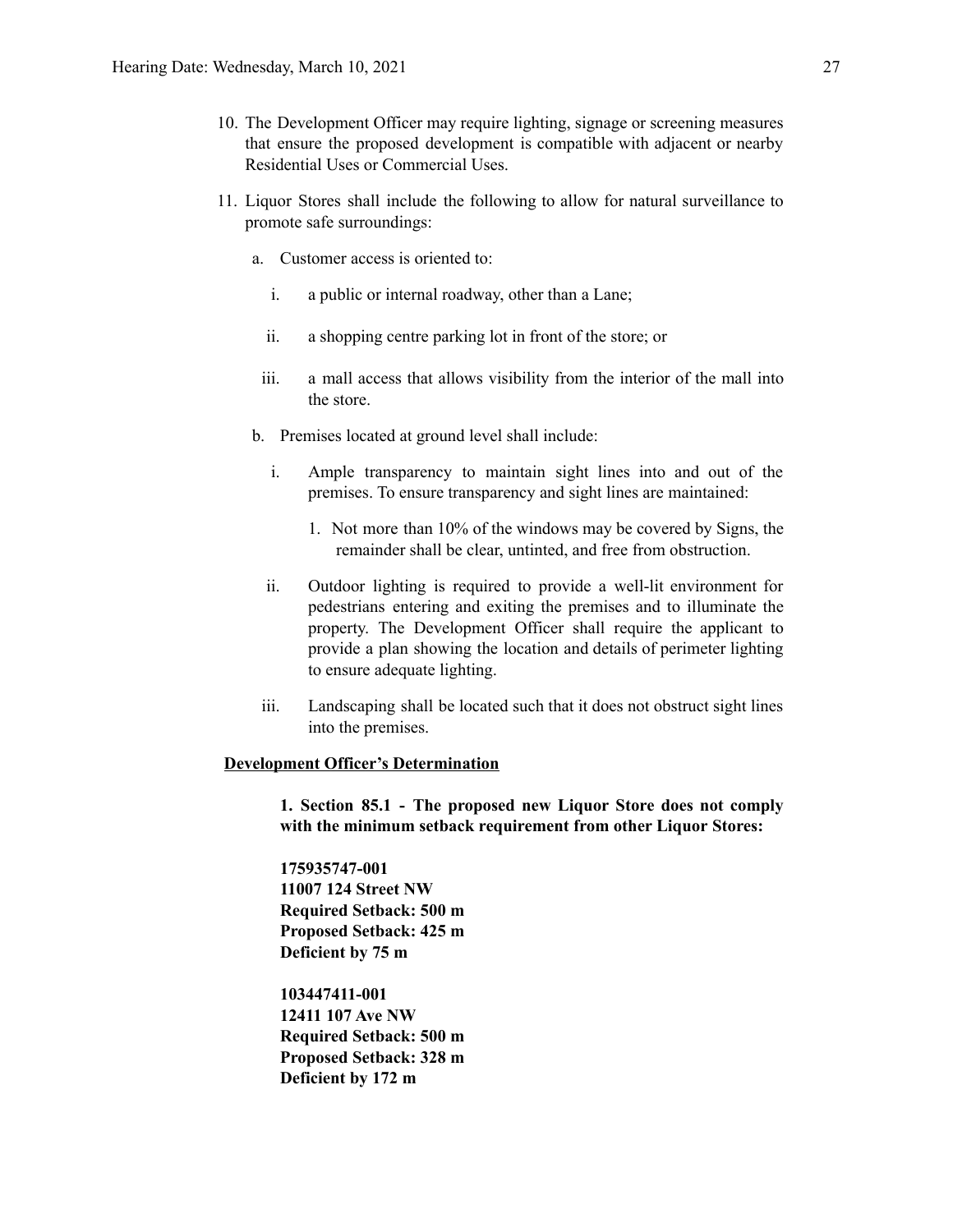10. The Development Officer may require lighting, signage or screening measures that ensure the proposed development is compatible with adjacent or nearby Residential Uses or Commercial Uses.

11. Liquor Stores shall include the following to allow for natural surveillance to promote safe surroundings:

    a. Customer access is oriented to:

        i. a public or internal roadway, other than a Lane;

        ii. a shopping centre parking lot in front of the store; or

        iii. a mall access that allows visibility from the interior of the mall into the store.

    b. Premises located at ground level shall include:

        i. Ample transparency to maintain sight lines into and out of the premises. To ensure transparency and sight lines are maintained:

            1. Not more than 10% of the windows may be covered by Signs, the remainder shall be clear, untinted, and free from obstruction.

        ii. Outdoor lighting is required to provide a well-lit environment for pedestrians entering and exiting the premises and to illuminate the property. The Development Officer shall require the applicant to provide a plan showing the location and details of perimeter lighting to ensure adequate lighting.

        iii. Landscaping shall be located such that it does not obstruct sight lines into the premises.

**Development Officer's Determination**

**1. Section 85.1 - The proposed new Liquor Store does not comply with the minimum setback requirement from other Liquor Stores:**

**175935747-001**
**11007 124 Street NW**
**Required Setback: 500 m**
**Proposed Setback: 425 m**
**Deficient by 75 m**

**103447411-001**
**12411 107 Ave NW**
**Required Setback: 500 m**
**Proposed Setback: 328 m**
**Deficient by 172 m**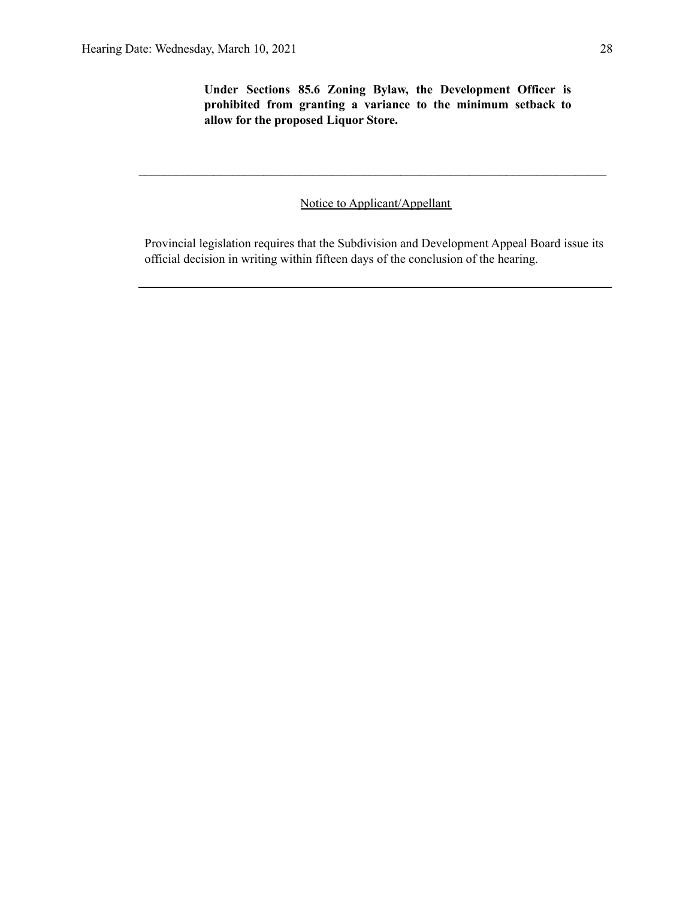**Under Sections 85.6 Zoning Bylaw, the Development Officer is prohibited from granting a variance to the minimum setback to allow for the proposed Liquor Store.**

---

Notice to Applicant/Appellant

Provincial legislation requires that the Subdivision and Development Appeal Board issue its official decision in writing within fifteen days of the conclusion of the hearing.

---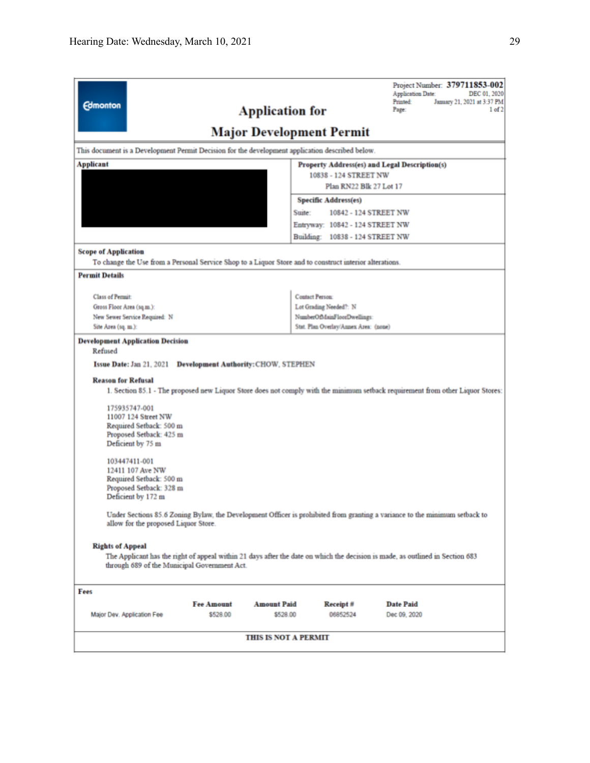Project Number: **379711853-002**
Application Date: DEC 01, 2020
Printed: January 21, 2021 at 3:37 PM
Page: 1 of 2

Edmonton

# Application for Major Development Permit

This document is a Development Permit Decision for the development application described below.

**Applicant**

**Property Address(es) and Legal Description(s)**
10838 - 124 STREET NW
Plan RN22 Blk 27 Lot 17

**Specific Address(es)**
Suite: 10842 - 124 STREET NW
Entryway: 10842 - 124 STREET NW
Building: 10838 - 124 STREET NW

**Scope of Application**
To change the Use from a Personal Service Shop to a Liquor Store and to construct interior alterations.

**Permit Details**

Class of Permit:
Gross Floor Area (sq.m.):
New Sewer Service Required: N
Site Area (sq. m.):

Contact Person:
Lot Grading Needed?: N
NumberOfMainFloorDwellings:
Stat. Plan Overlay/Annex Area: (none)

**Development Application Decision**
Refused

**Issue Date:** Jan 21, 2021 **Development Authority:** CHOW, STEPHEN

**Reason for Refusal**

1. Section 85.1 - The proposed new Liquor Store does not comply with the minimum setback requirement from other Liquor Stores:

175935747-001
11007 124 Street NW
Required Setback: 500 m
Proposed Setback: 425 m
Deficient by 75 m

103447411-001
12411 107 Ave NW
Required Setback: 500 m
Proposed Setback: 328 m
Deficient by 172 m

Under Sections 85.6 Zoning Bylaw, the Development Officer is prohibited from granting a variance to the minimum setback to allow for the proposed Liquor Store.

**Rights of Appeal**
The Applicant has the right of appeal within 21 days after the date on which the decision is made, as outlined in Section 683 through 689 of the Municipal Government Act.

**Fees**

| | Fee Amount | Amount Paid | Receipt # | Date Paid |
|---|---|---|---|---|
| Major Dev. Application Fee | $528.00 | $528.00 | 06852524 | Dec 09, 2020 |

**THIS IS NOT A PERMIT**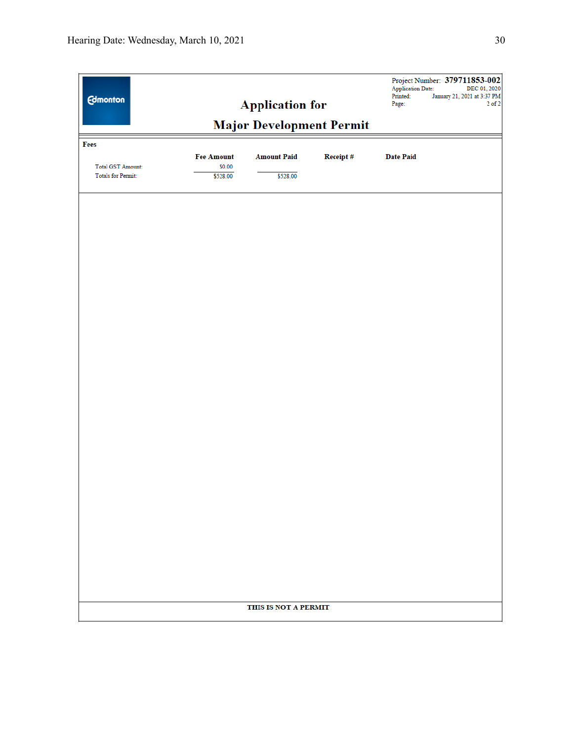![Edmonton logo]

# Application for

# Major Development Permit

Project Number: **379711853-002**
Application Date: DEC 01, 2020
Printed: January 21, 2021 at 3:37 PM
Page: 2 of 2

**Fees**

| | Fee Amount | Amount Paid | Receipt # | Date Paid |
|---|---|---|---|---|
| Total GST Amount: | $0.00 | | | |
| Totals for Permit: | $528.00 | $528.00 | | |

**THIS IS NOT A PERMIT**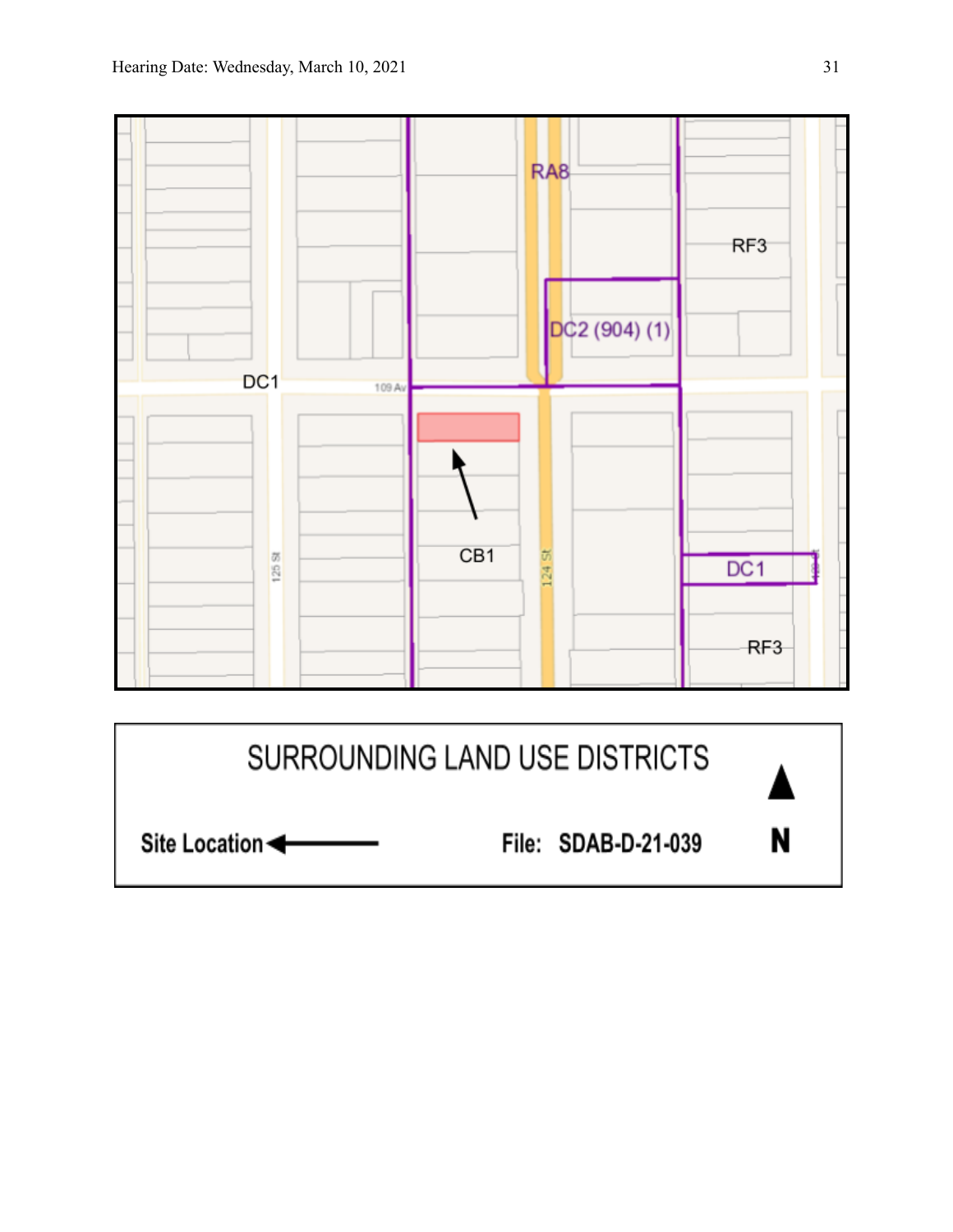RA8

RF3

DC2 (904) (1)

DC1

109 Av

CB1

125 St

124 St

DC1

RF3

SURROUNDING LAND USE DISTRICTS

Site Location

File: SDAB-D-21-039

N